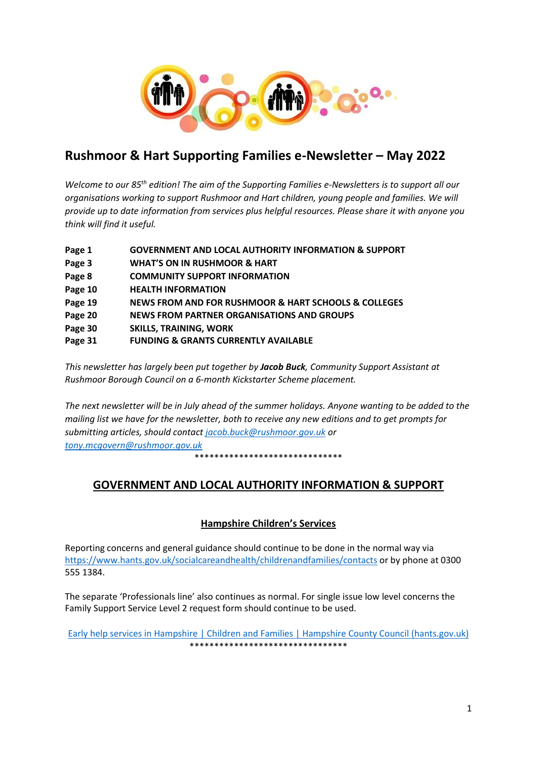# Rushmoor & Hart Supporting Families e-Newsletter – May 2022

*Welcome to our 85th edition! The aim of the Supporting Families e-Newsletters is to support all our organisations working to support Rushmoor and Hart children, young people and families. We will provide up to date information from services plus helpful resources. Please share it with anyone you think will find it useful.*

| | |
|---|---|
| **Page 1** | **GOVERNMENT AND LOCAL AUTHORITY INFORMATION & SUPPORT** |
| **Page 3** | **WHAT'S ON IN RUSHMOOR & HART** |
| **Page 8** | **COMMUNITY SUPPORT INFORMATION** |
| **Page 10** | **HEALTH INFORMATION** |
| **Page 19** | **NEWS FROM AND FOR RUSHMOOR & HART SCHOOLS & COLLEGES** |
| **Page 20** | **NEWS FROM PARTNER ORGANISATIONS AND GROUPS** |
| **Page 30** | **SKILLS, TRAINING, WORK** |
| **Page 31** | **FUNDING & GRANTS CURRENTLY AVAILABLE** |

*This newsletter has largely been put together by* ***Jacob Buck****, Community Support Assistant at Rushmoor Borough Council on a 6-month Kickstarter Scheme placement.*

*The next newsletter will be in July ahead of the summer holidays. Anyone wanting to be added to the mailing list we have for the newsletter, both to receive any new editions and to get prompts for submitting articles, should contact jacob.buck@rushmoor.gov.uk or tony.mcgovern@rushmoor.gov.uk*

******************************

## GOVERNMENT AND LOCAL AUTHORITY INFORMATION & SUPPORT

### Hampshire Children's Services

Reporting concerns and general guidance should continue to be done in the normal way via https://www.hants.gov.uk/socialcareandhealth/childrenandfamilies/contacts or by phone at 0300 555 1384.

The separate 'Professionals line' also continues as normal. For single issue low level concerns the Family Support Service Level 2 request form should continue to be used.

Early help services in Hampshire | Children and Families | Hampshire County Council (hants.gov.uk)

*********************************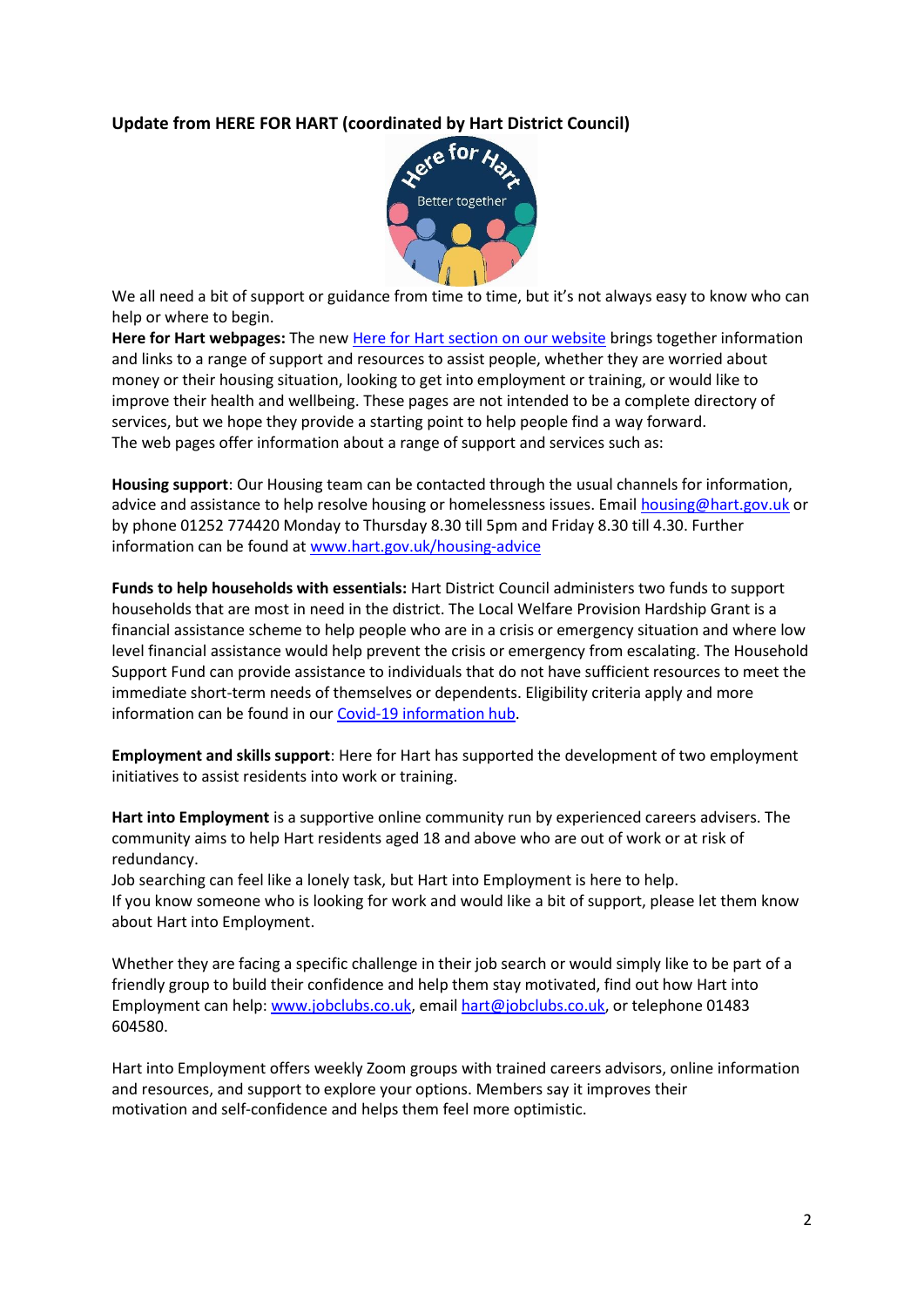**Update from HERE FOR HART (coordinated by Hart District Council)**

We all need a bit of support or guidance from time to time, but it's not always easy to know who can help or where to begin.

**Here for Hart webpages:** The new Here for Hart section on our website brings together information and links to a range of support and resources to assist people, whether they are worried about money or their housing situation, looking to get into employment or training, or would like to improve their health and wellbeing. These pages are not intended to be a complete directory of services, but we hope they provide a starting point to help people find a way forward.

The web pages offer information about a range of support and services such as:

**Housing support**: Our Housing team can be contacted through the usual channels for information, advice and assistance to help resolve housing or homelessness issues. Email housing@hart.gov.uk or by phone 01252 774420 Monday to Thursday 8.30 till 5pm and Friday 8.30 till 4.30. Further information can be found at www.hart.gov.uk/housing-advice

**Funds to help households with essentials:** Hart District Council administers two funds to support households that are most in need in the district. The Local Welfare Provision Hardship Grant is a financial assistance scheme to help people who are in a crisis or emergency situation and where low level financial assistance would help prevent the crisis or emergency from escalating. The Household Support Fund can provide assistance to individuals that do not have sufficient resources to meet the immediate short-term needs of themselves or dependents. Eligibility criteria apply and more information can be found in our Covid-19 information hub.

**Employment and skills support**: Here for Hart has supported the development of two employment initiatives to assist residents into work or training.

**Hart into Employment** is a supportive online community run by experienced careers advisers. The community aims to help Hart residents aged 18 and above who are out of work or at risk of redundancy.

Job searching can feel like a lonely task, but Hart into Employment is here to help.

If you know someone who is looking for work and would like a bit of support, please let them know about Hart into Employment.

Whether they are facing a specific challenge in their job search or would simply like to be part of a friendly group to build their confidence and help them stay motivated, find out how Hart into Employment can help: www.jobclubs.co.uk, email hart@jobclubs.co.uk, or telephone 01483 604580.

Hart into Employment offers weekly Zoom groups with trained careers advisors, online information and resources, and support to explore your options. Members say it improves their motivation and self-confidence and helps them feel more optimistic.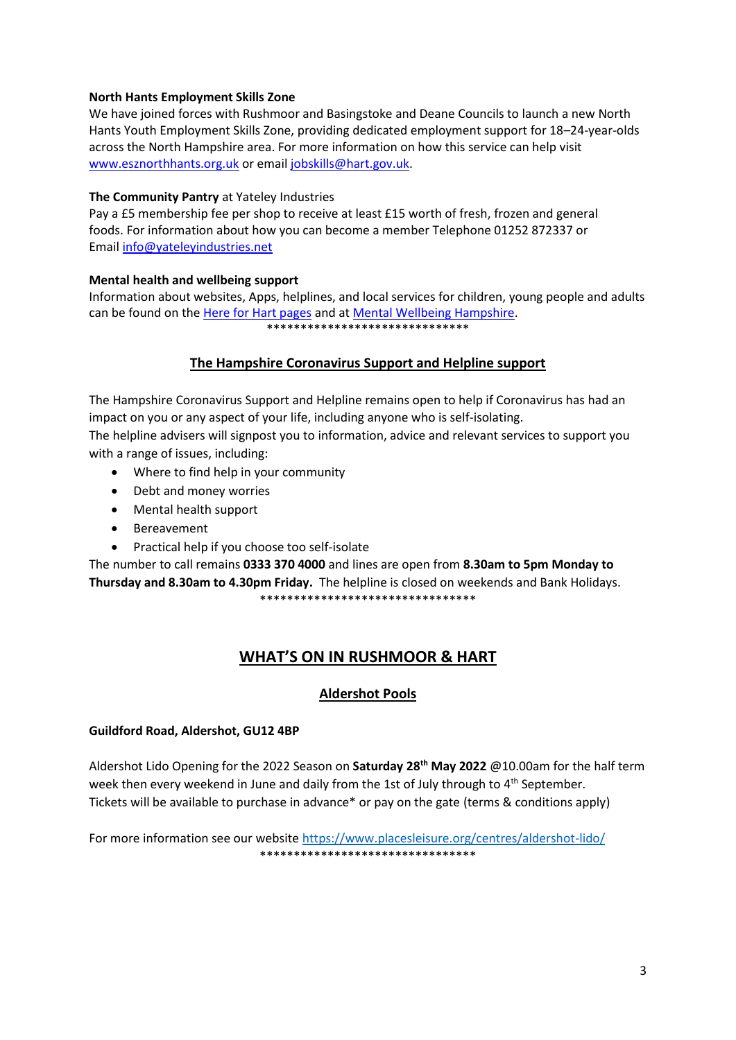**North Hants Employment Skills Zone**
We have joined forces with Rushmoor and Basingstoke and Deane Councils to launch a new North Hants Youth Employment Skills Zone, providing dedicated employment support for 18–24-year-olds across the North Hampshire area. For more information on how this service can help visit www.esznorthhants.org.uk or email jobskills@hart.gov.uk.

**The Community Pantry** at Yateley Industries
Pay a £5 membership fee per shop to receive at least £15 worth of fresh, frozen and general foods. For information about how you can become a member Telephone 01252 872337 or Email info@yateleyindustries.net

**Mental health and wellbeing support**
Information about websites, Apps, helplines, and local services for children, young people and adults can be found on the Here for Hart pages and at Mental Wellbeing Hampshire.

*******************************

## The Hampshire Coronavirus Support and Helpline support

The Hampshire Coronavirus Support and Helpline remains open to help if Coronavirus has had an impact on you or any aspect of your life, including anyone who is self-isolating.
The helpline advisers will signpost you to information, advice and relevant services to support you with a range of issues, including:

- Where to find help in your community
- Debt and money worries
- Mental health support
- Bereavement
- Practical help if you choose too self-isolate

The number to call remains **0333 370 4000** and lines are open from **8.30am to 5pm Monday to Thursday and 8.30am to 4.30pm Friday.** The helpline is closed on weekends and Bank Holidays.

*********************************

# WHAT'S ON IN RUSHMOOR & HART

## Aldershot Pools

**Guildford Road, Aldershot, GU12 4BP**

Aldershot Lido Opening for the 2022 Season on **Saturday 28th May 2022** @10.00am for the half term week then every weekend in June and daily from the 1st of July through to 4th September.
Tickets will be available to purchase in advance* or pay on the gate (terms & conditions apply)

For more information see our website https://www.placesleisure.org/centres/aldershot-lido/

*********************************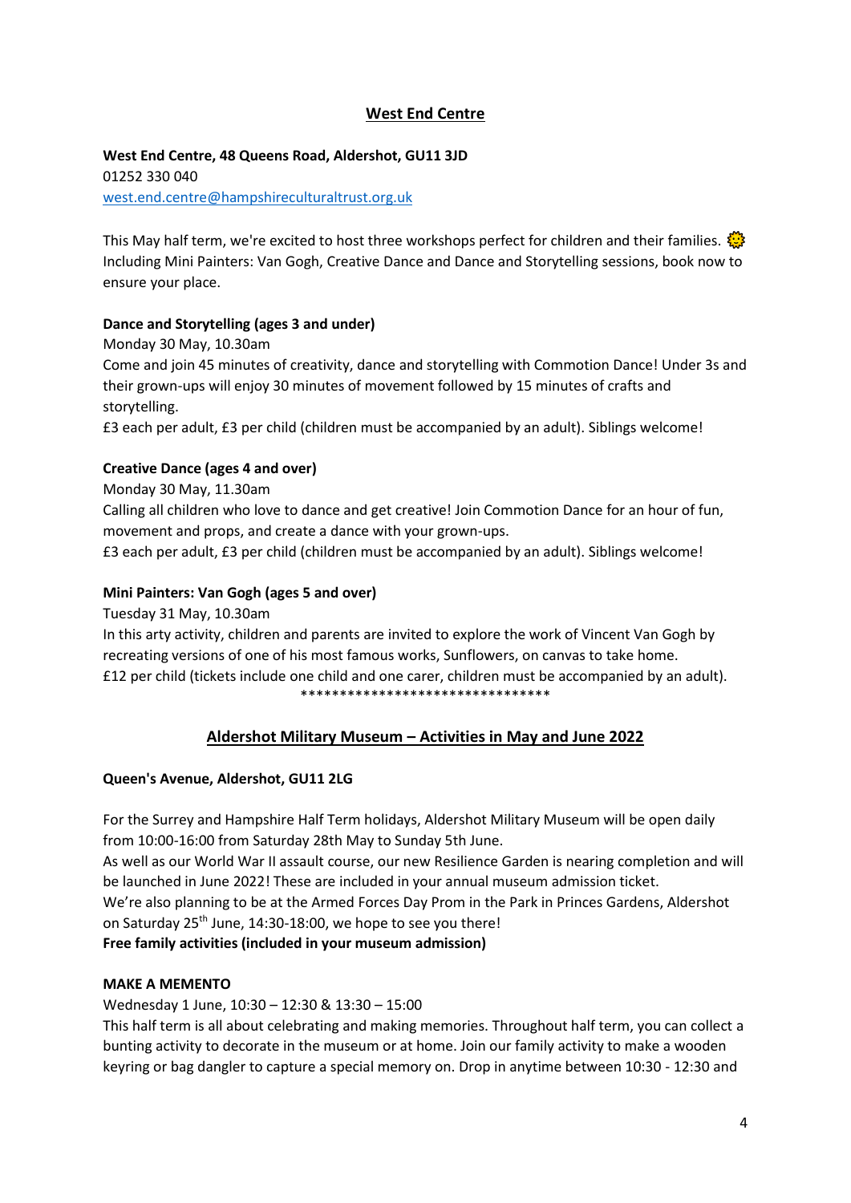## West End Centre

**West End Centre, 48 Queens Road, Aldershot, GU11 3JD**
01252 330 040
[west.end.centre@hampshireculturaltrust.org.uk](mailto:west.end.centre@hampshireculturaltrust.org.uk)

This May half term, we're excited to host three workshops perfect for children and their families. 🌞 Including Mini Painters: Van Gogh, Creative Dance and Dance and Storytelling sessions, book now to ensure your place.

**Dance and Storytelling (ages 3 and under)**

Monday 30 May, 10.30am
Come and join 45 minutes of creativity, dance and storytelling with Commotion Dance! Under 3s and their grown-ups will enjoy 30 minutes of movement followed by 15 minutes of crafts and storytelling.
£3 each per adult, £3 per child (children must be accompanied by an adult). Siblings welcome!

**Creative Dance (ages 4 and over)**

Monday 30 May, 11.30am
Calling all children who love to dance and get creative! Join Commotion Dance for an hour of fun, movement and props, and create a dance with your grown-ups.
£3 each per adult, £3 per child (children must be accompanied by an adult). Siblings welcome!

**Mini Painters: Van Gogh (ages 5 and over)**

Tuesday 31 May, 10.30am
In this arty activity, children and parents are invited to explore the work of Vincent Van Gogh by recreating versions of one of his most famous works, Sunflowers, on canvas to take home.
£12 per child (tickets include one child and one carer, children must be accompanied by an adult).

********************************

## Aldershot Military Museum – Activities in May and June 2022

**Queen's Avenue, Aldershot, GU11 2LG**

For the Surrey and Hampshire Half Term holidays, Aldershot Military Museum will be open daily from 10:00-16:00 from Saturday 28th May to Sunday 5th June.
As well as our World War II assault course, our new Resilience Garden is nearing completion and will be launched in June 2022! These are included in your annual museum admission ticket.
We're also planning to be at the Armed Forces Day Prom in the Park in Princes Gardens, Aldershot on Saturday 25th June, 14:30-18:00, we hope to see you there!
**Free family activities (included in your museum admission)**

**MAKE A MEMENTO**

Wednesday 1 June, 10:30 – 12:30 & 13:30 – 15:00
This half term is all about celebrating and making memories. Throughout half term, you can collect a bunting activity to decorate in the museum or at home. Join our family activity to make a wooden keyring or bag dangler to capture a special memory on. Drop in anytime between 10:30 - 12:30 and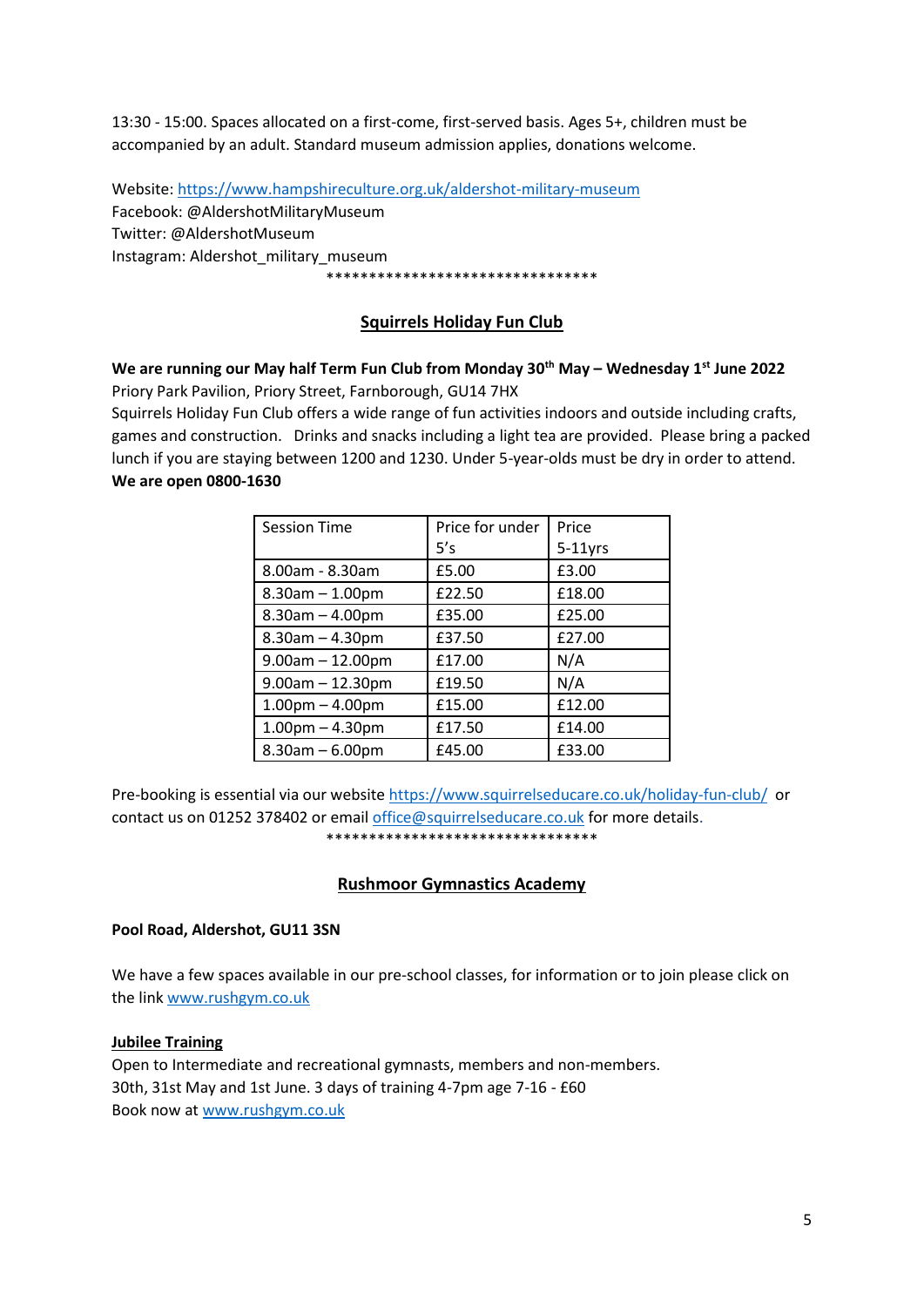13:30 - 15:00. Spaces allocated on a first-come, first-served basis. Ages 5+, children must be accompanied by an adult. Standard museum admission applies, donations welcome.

Website: https://www.hampshireculture.org.uk/aldershot-military-museum
Facebook: @AldershotMilitaryMuseum
Twitter: @AldershotMuseum
Instagram: Aldershot_military_museum

********************************

## Squirrels Holiday Fun Club

**We are running our May half Term Fun Club from Monday 30th May – Wednesday 1st June 2022**
Priory Park Pavilion, Priory Street, Farnborough, GU14 7HX
Squirrels Holiday Fun Club offers a wide range of fun activities indoors and outside including crafts, games and construction. Drinks and snacks including a light tea are provided. Please bring a packed lunch if you are staying between 1200 and 1230. Under 5-year-olds must be dry in order to attend.
**We are open 0800-1630**

| Session Time | Price for under 5's | Price 5-11yrs |
|---|---|---|
| 8.00am - 8.30am | £5.00 | £3.00 |
| 8.30am – 1.00pm | £22.50 | £18.00 |
| 8.30am – 4.00pm | £35.00 | £25.00 |
| 8.30am – 4.30pm | £37.50 | £27.00 |
| 9.00am – 12.00pm | £17.00 | N/A |
| 9.00am – 12.30pm | £19.50 | N/A |
| 1.00pm – 4.00pm | £15.00 | £12.00 |
| 1.00pm – 4.30pm | £17.50 | £14.00 |
| 8.30am – 6.00pm | £45.00 | £33.00 |

Pre-booking is essential via our website https://www.squirrelseducare.co.uk/holiday-fun-club/ or contact us on 01252 378402 or email office@squirrelseducare.co.uk for more details.

********************************

## Rushmoor Gymnastics Academy

**Pool Road, Aldershot, GU11 3SN**

We have a few spaces available in our pre-school classes, for information or to join please click on the link www.rushgym.co.uk

### Jubilee Training

Open to Intermediate and recreational gymnasts, members and non-members.
30th, 31st May and 1st June. 3 days of training 4-7pm age 7-16 - £60
Book now at www.rushgym.co.uk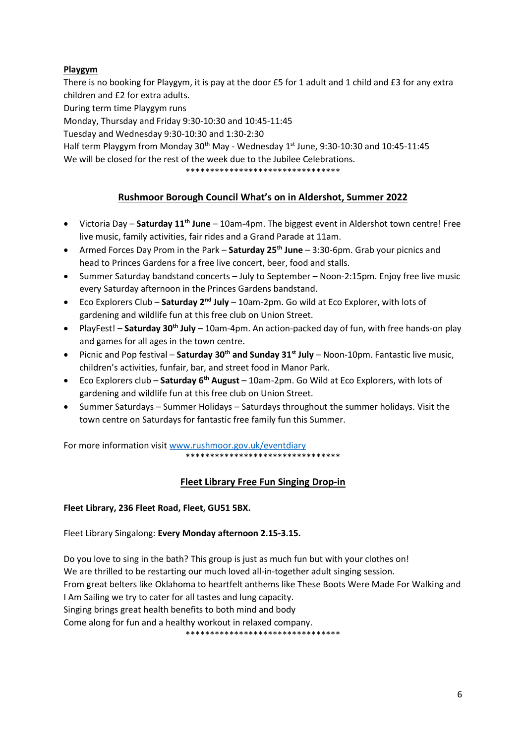## Playgym

There is no booking for Playgym, it is pay at the door £5 for 1 adult and 1 child and £3 for any extra children and £2 for extra adults.

During term time Playgym runs

Monday, Thursday and Friday 9:30-10:30 and 10:45-11:45

Tuesday and Wednesday 9:30-10:30 and 1:30-2:30

Half term Playgym from Monday 30th May - Wednesday 1st June, 9:30-10:30 and 10:45-11:45

We will be closed for the rest of the week due to the Jubilee Celebrations.

********************************

## Rushmoor Borough Council What's on in Aldershot, Summer 2022

- Victoria Day – **Saturday 11th June** – 10am-4pm. The biggest event in Aldershot town centre! Free live music, family activities, fair rides and a Grand Parade at 11am.
- Armed Forces Day Prom in the Park – **Saturday 25th June** – 3:30-6pm. Grab your picnics and head to Princes Gardens for a free live concert, beer, food and stalls.
- Summer Saturday bandstand concerts – July to September – Noon-2:15pm. Enjoy free live music every Saturday afternoon in the Princes Gardens bandstand.
- Eco Explorers Club – **Saturday 2nd July** – 10am-2pm. Go wild at Eco Explorer, with lots of gardening and wildlife fun at this free club on Union Street.
- PlayFest! – **Saturday 30th July** – 10am-4pm. An action-packed day of fun, with free hands-on play and games for all ages in the town centre.
- Picnic and Pop festival – **Saturday 30th and Sunday 31st July** – Noon-10pm. Fantastic live music, children's activities, funfair, bar, and street food in Manor Park.
- Eco Explorers club – **Saturday 6th August** – 10am-2pm. Go Wild at Eco Explorers, with lots of gardening and wildlife fun at this free club on Union Street.
- Summer Saturdays – Summer Holidays – Saturdays throughout the summer holidays. Visit the town centre on Saturdays for fantastic free family fun this Summer.

For more information visit www.rushmoor.gov.uk/eventdiary

********************************

## Fleet Library Free Fun Singing Drop-in

**Fleet Library, 236 Fleet Road, Fleet, GU51 5BX.**

Fleet Library Singalong: **Every Monday afternoon 2.15-3.15.**

Do you love to sing in the bath? This group is just as much fun but with your clothes on!

We are thrilled to be restarting our much loved all-in-together adult singing session.

From great belters like Oklahoma to heartfelt anthems like These Boots Were Made For Walking and I Am Sailing we try to cater for all tastes and lung capacity.

Singing brings great health benefits to both mind and body

Come along for fun and a healthy workout in relaxed company.

********************************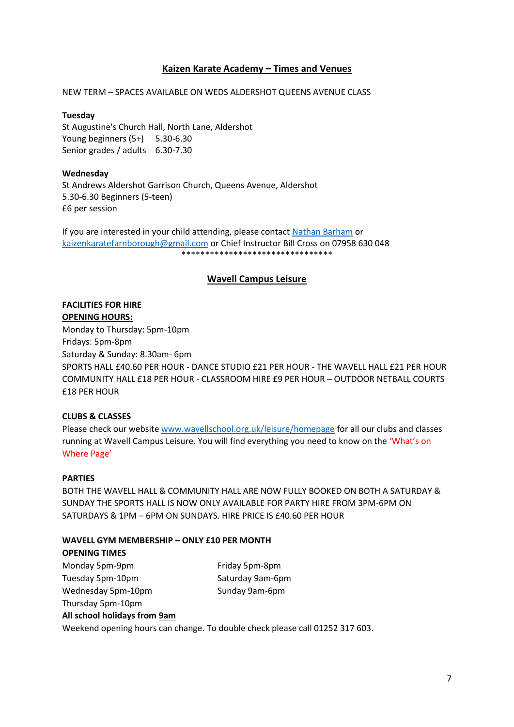## Kaizen Karate Academy – Times and Venues

NEW TERM – SPACES AVAILABLE ON WEDS ALDERSHOT QUEENS AVENUE CLASS

**Tuesday**
St Augustine's Church Hall, North Lane, Aldershot
Young beginners (5+) 5.30-6.30
Senior grades / adults 6.30-7.30

**Wednesday**
St Andrews Aldershot Garrison Church, Queens Avenue, Aldershot
5.30-6.30 Beginners (5-teen)
£6 per session

If you are interested in your child attending, please contact Nathan Barham or kaizenkaratefarnborough@gmail.com or Chief Instructor Bill Cross on 07958 630 048

*********************************

## Wavell Campus Leisure

**FACILITIES FOR HIRE**
**OPENING HOURS:**
Monday to Thursday: 5pm-10pm
Fridays: 5pm-8pm
Saturday & Sunday: 8.30am- 6pm
SPORTS HALL £40.60 PER HOUR - DANCE STUDIO £21 PER HOUR - THE WAVELL HALL £21 PER HOUR COMMUNITY HALL £18 PER HOUR - CLASSROOM HIRE £9 PER HOUR – OUTDOOR NETBALL COURTS £18 PER HOUR

**CLUBS & CLASSES**
Please check our website www.wavellschool.org.uk/leisure/homepage for all our clubs and classes running at Wavell Campus Leisure. You will find everything you need to know on the 'What's on Where Page'

**PARTIES**
BOTH THE WAVELL HALL & COMMUNITY HALL ARE NOW FULLY BOOKED ON BOTH A SATURDAY & SUNDAY THE SPORTS HALL IS NOW ONLY AVAILABLE FOR PARTY HIRE FROM 3PM-6PM ON SATURDAYS & 1PM – 6PM ON SUNDAYS. HIRE PRICE IS £40.60 PER HOUR

**WAVELL GYM MEMBERSHIP – ONLY £10 PER MONTH**
**OPENING TIMES**
Monday 5pm-9pm
Tuesday 5pm-10pm
Wednesday 5pm-10pm
Thursday 5pm-10pm
Friday 5pm-8pm
Saturday 9am-6pm
Sunday 9am-6pm

**All school holidays from 9am**
Weekend opening hours can change. To double check please call 01252 317 603.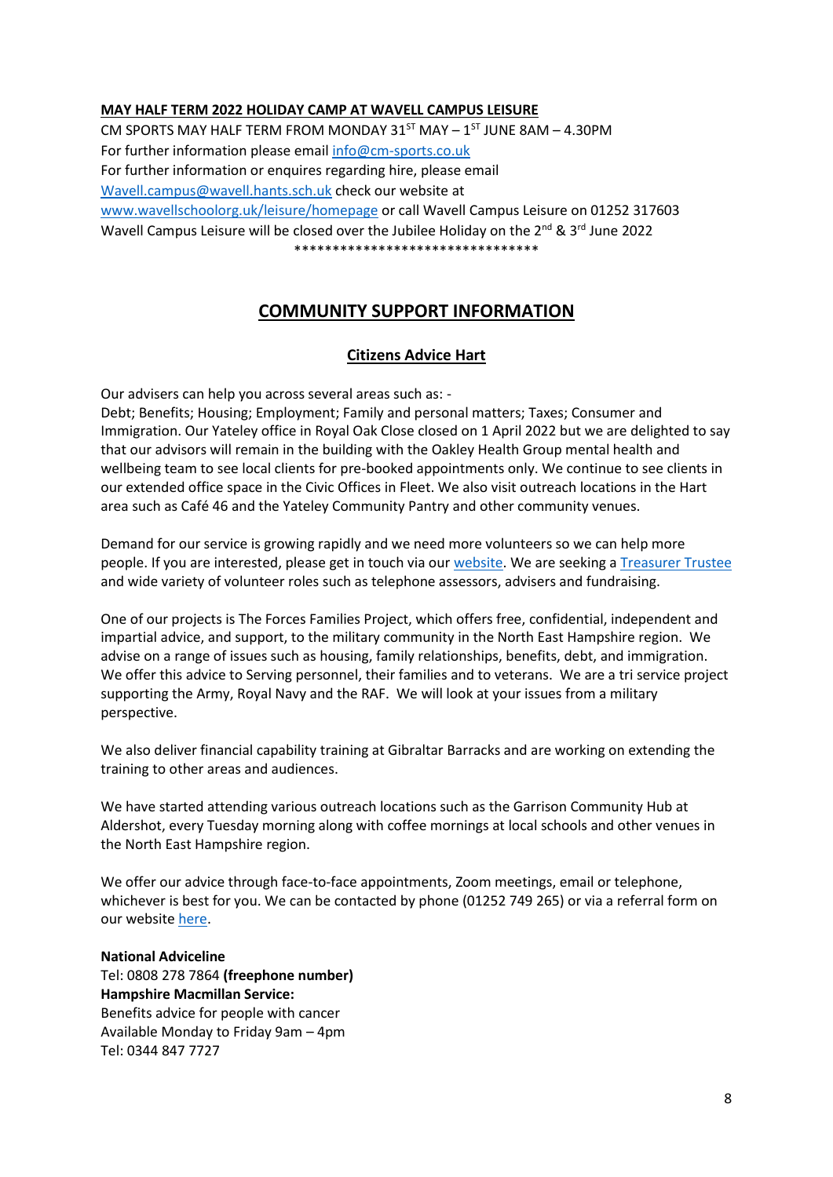**MAY HALF TERM 2022 HOLIDAY CAMP AT WAVELL CAMPUS LEISURE**

CM SPORTS MAY HALF TERM FROM MONDAY 31ST MAY – 1ST JUNE 8AM – 4.30PM
For further information please email info@cm-sports.co.uk
For further information or enquires regarding hire, please email Wavell.campus@wavell.hants.sch.uk check our website at www.wavellschoolorg.uk/leisure/homepage or call Wavell Campus Leisure on 01252 317603
Wavell Campus Leisure will be closed over the Jubilee Holiday on the 2nd & 3rd June 2022

********************************

## COMMUNITY SUPPORT INFORMATION

### Citizens Advice Hart

Our advisers can help you across several areas such as: -
Debt; Benefits; Housing; Employment; Family and personal matters; Taxes; Consumer and Immigration. Our Yateley office in Royal Oak Close closed on 1 April 2022 but we are delighted to say that our advisors will remain in the building with the Oakley Health Group mental health and wellbeing team to see local clients for pre-booked appointments only. We continue to see clients in our extended office space in the Civic Offices in Fleet. We also visit outreach locations in the Hart area such as Café 46 and the Yateley Community Pantry and other community venues.

Demand for our service is growing rapidly and we need more volunteers so we can help more people. If you are interested, please get in touch via our website. We are seeking a Treasurer Trustee and wide variety of volunteer roles such as telephone assessors, advisers and fundraising.

One of our projects is The Forces Families Project, which offers free, confidential, independent and impartial advice, and support, to the military community in the North East Hampshire region. We advise on a range of issues such as housing, family relationships, benefits, debt, and immigration. We offer this advice to Serving personnel, their families and to veterans. We are a tri service project supporting the Army, Royal Navy and the RAF. We will look at your issues from a military perspective.

We also deliver financial capability training at Gibraltar Barracks and are working on extending the training to other areas and audiences.

We have started attending various outreach locations such as the Garrison Community Hub at Aldershot, every Tuesday morning along with coffee mornings at local schools and other venues in the North East Hampshire region.

We offer our advice through face-to-face appointments, Zoom meetings, email or telephone, whichever is best for you. We can be contacted by phone (01252 749 265) or via a referral form on our website here.

**National Adviceline**
Tel: 0808 278 7864 **(freephone number)**
**Hampshire Macmillan Service:**
Benefits advice for people with cancer
Available Monday to Friday 9am – 4pm
Tel: 0344 847 7727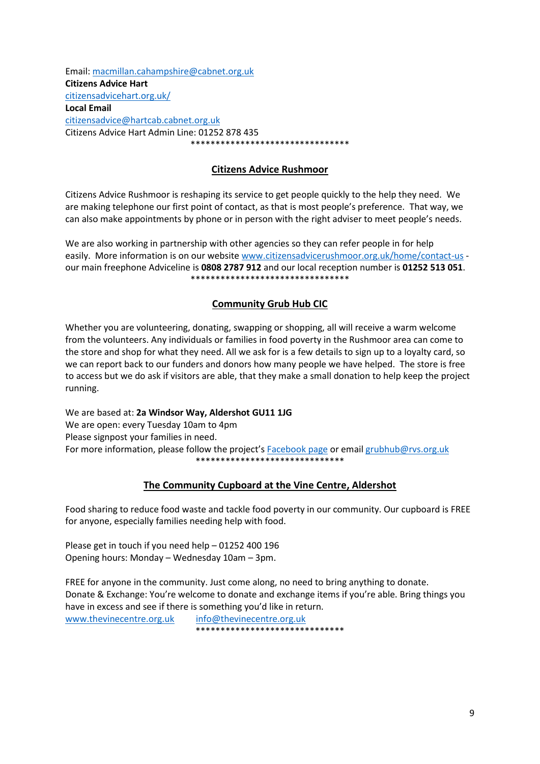Email: macmillan.cahampshire@cabnet.org.uk
**Citizens Advice Hart**
citizensadvicehart.org.uk/
**Local Email**
citizensadvice@hartcab.cabnet.org.uk
Citizens Advice Hart Admin Line: 01252 878 435

********************************

## Citizens Advice Rushmoor

Citizens Advice Rushmoor is reshaping its service to get people quickly to the help they need. We are making telephone our first point of contact, as that is most people's preference. That way, we can also make appointments by phone or in person with the right adviser to meet people's needs.

We are also working in partnership with other agencies so they can refer people in for help easily. More information is on our website www.citizensadvicerushmoor.org.uk/home/contact-us - our main freephone Adviceline is **0808 2787 912** and our local reception number is **01252 513 051**.

********************************

## Community Grub Hub CIC

Whether you are volunteering, donating, swapping or shopping, all will receive a warm welcome from the volunteers. Any individuals or families in food poverty in the Rushmoor area can come to the store and shop for what they need. All we ask for is a few details to sign up to a loyalty card, so we can report back to our funders and donors how many people we have helped. The store is free to access but we do ask if visitors are able, that they make a small donation to help keep the project running.

We are based at: **2a Windsor Way, Aldershot GU11 1JG**
We are open: every Tuesday 10am to 4pm
Please signpost your families in need.
For more information, please follow the project's Facebook page or email grubhub@rvs.org.uk

******************************

## The Community Cupboard at the Vine Centre, Aldershot

Food sharing to reduce food waste and tackle food poverty in our community. Our cupboard is FREE for anyone, especially families needing help with food.

Please get in touch if you need help – 01252 400 196
Opening hours: Monday – Wednesday 10am – 3pm.

FREE for anyone in the community. Just come along, no need to bring anything to donate.
Donate & Exchange: You're welcome to donate and exchange items if you're able. Bring things you have in excess and see if there is something you'd like in return.
www.thevinecentre.org.uk  info@thevinecentre.org.uk

******************************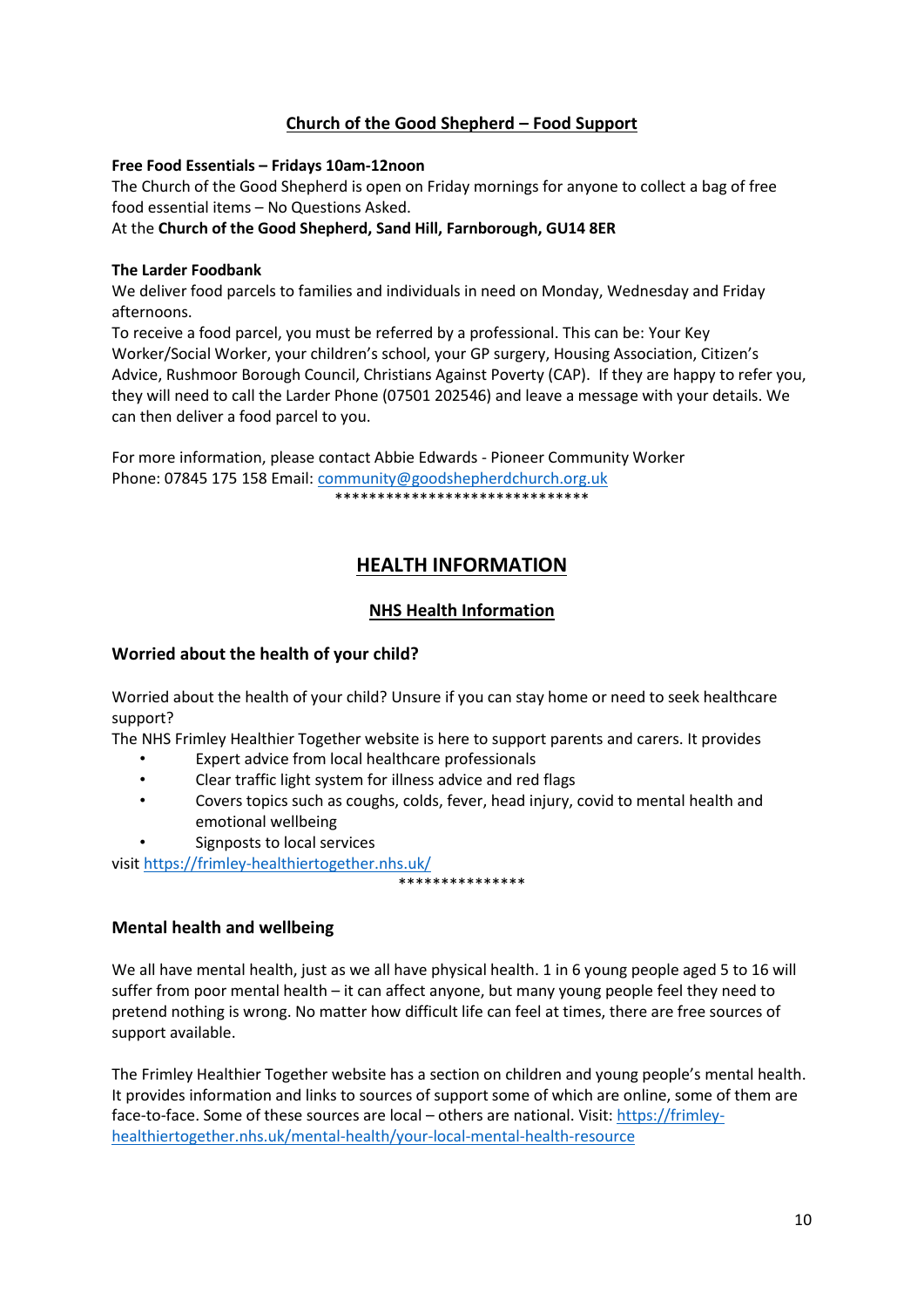## Church of the Good Shepherd – Food Support

**Free Food Essentials – Fridays 10am-12noon**

The Church of the Good Shepherd is open on Friday mornings for anyone to collect a bag of free food essential items – No Questions Asked.

At the **Church of the Good Shepherd, Sand Hill, Farnborough, GU14 8ER**

**The Larder Foodbank**

We deliver food parcels to families and individuals in need on Monday, Wednesday and Friday afternoons.

To receive a food parcel, you must be referred by a professional. This can be: Your Key Worker/Social Worker, your children's school, your GP surgery, Housing Association, Citizen's Advice, Rushmoor Borough Council, Christians Against Poverty (CAP). If they are happy to refer you, they will need to call the Larder Phone (07501 202546) and leave a message with your details. We can then deliver a food parcel to you.

For more information, please contact Abbie Edwards - Pioneer Community Worker
Phone: 07845 175 158 Email: community@goodshepherdchurch.org.uk

******************************

# HEALTH INFORMATION

## NHS Health Information

### Worried about the health of your child?

Worried about the health of your child? Unsure if you can stay home or need to seek healthcare support?

The NHS Frimley Healthier Together website is here to support parents and carers. It provides

- Expert advice from local healthcare professionals
- Clear traffic light system for illness advice and red flags
- Covers topics such as coughs, colds, fever, head injury, covid to mental health and emotional wellbeing
- Signposts to local services

visit https://frimley-healthiertogether.nhs.uk/

***************

### Mental health and wellbeing

We all have mental health, just as we all have physical health. 1 in 6 young people aged 5 to 16 will suffer from poor mental health – it can affect anyone, but many young people feel they need to pretend nothing is wrong. No matter how difficult life can feel at times, there are free sources of support available.

The Frimley Healthier Together website has a section on children and young people's mental health. It provides information and links to sources of support some of which are online, some of them are face-to-face. Some of these sources are local – others are national. Visit: https://frimley-healthiertogether.nhs.uk/mental-health/your-local-mental-health-resource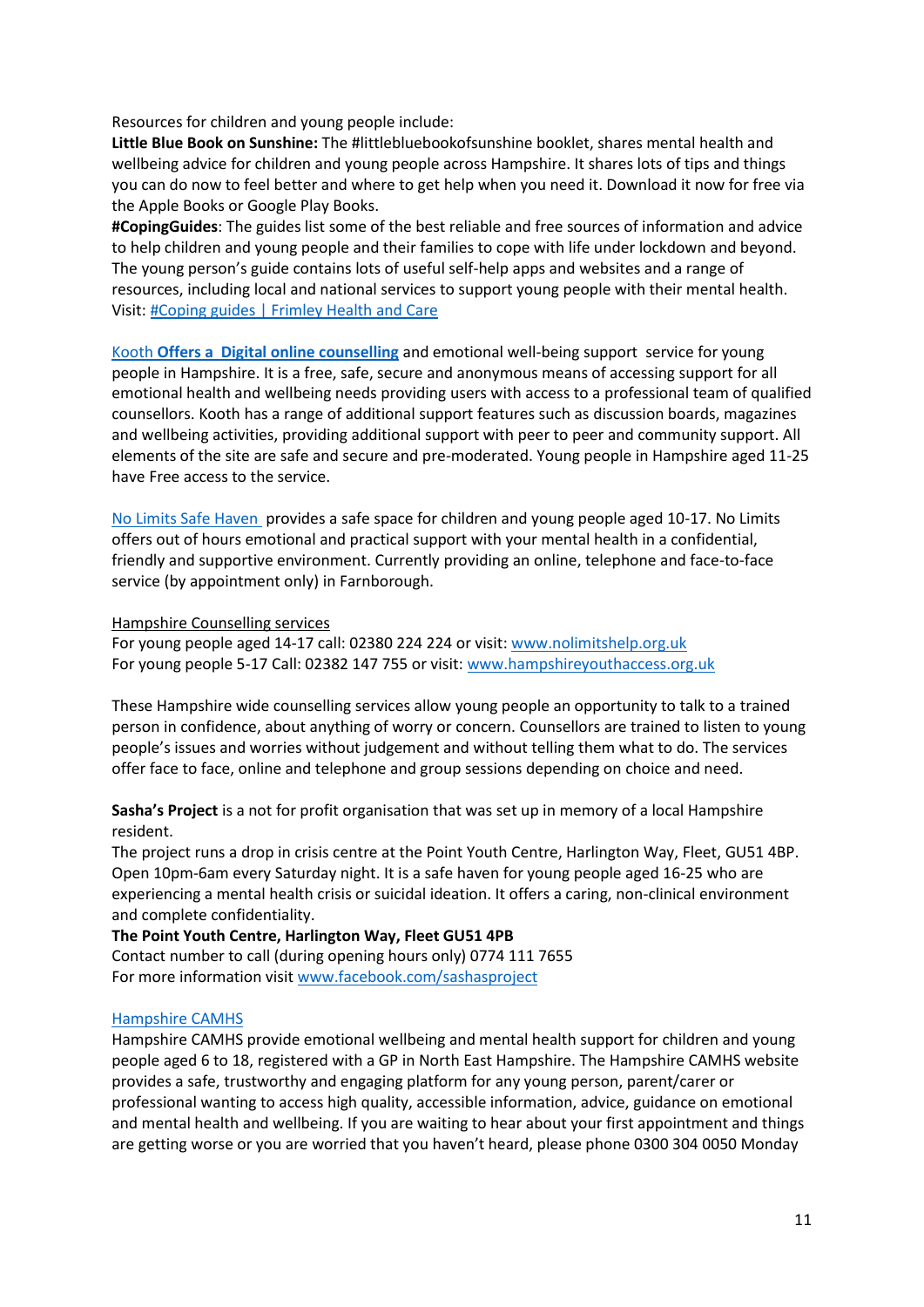Resources for children and young people include:

**Little Blue Book on Sunshine:** The #littlebluebookofsunshine booklet, shares mental health and wellbeing advice for children and young people across Hampshire. It shares lots of tips and things you can do now to feel better and where to get help when you need it. Download it now for free via the Apple Books or Google Play Books.

**#CopingGuides**: The guides list some of the best reliable and free sources of information and advice to help children and young people and their families to cope with life under lockdown and beyond. The young person's guide contains lots of useful self-help apps and websites and a range of resources, including local and national services to support young people with their mental health. Visit: #Coping guides | Frimley Health and Care

Kooth **Offers a Digital online counselling** and emotional well-being support service for young people in Hampshire. It is a free, safe, secure and anonymous means of accessing support for all emotional health and wellbeing needs providing users with access to a professional team of qualified counsellors. Kooth has a range of additional support features such as discussion boards, magazines and wellbeing activities, providing additional support with peer to peer and community support. All elements of the site are safe and secure and pre-moderated. Young people in Hampshire aged 11-25 have Free access to the service.

No Limits Safe Haven provides a safe space for children and young people aged 10-17. No Limits offers out of hours emotional and practical support with your mental health in a confidential, friendly and supportive environment. Currently providing an online, telephone and face-to-face service (by appointment only) in Farnborough.

Hampshire Counselling services

For young people aged 14-17 call: 02380 224 224 or visit: www.nolimitshelp.org.uk
For young people 5-17 Call: 02382 147 755 or visit: www.hampshireyouthaccess.org.uk

These Hampshire wide counselling services allow young people an opportunity to talk to a trained person in confidence, about anything of worry or concern. Counsellors are trained to listen to young people's issues and worries without judgement and without telling them what to do. The services offer face to face, online and telephone and group sessions depending on choice and need.

**Sasha's Project** is a not for profit organisation that was set up in memory of a local Hampshire resident.

The project runs a drop in crisis centre at the Point Youth Centre, Harlington Way, Fleet, GU51 4BP. Open 10pm-6am every Saturday night. It is a safe haven for young people aged 16-25 who are experiencing a mental health crisis or suicidal ideation. It offers a caring, non-clinical environment and complete confidentiality.

**The Point Youth Centre, Harlington Way, Fleet GU51 4PB**

Contact number to call (during opening hours only) 0774 111 7655
For more information visit www.facebook.com/sashasproject

Hampshire CAMHS

Hampshire CAMHS provide emotional wellbeing and mental health support for children and young people aged 6 to 18, registered with a GP in North East Hampshire. The Hampshire CAMHS website provides a safe, trustworthy and engaging platform for any young person, parent/carer or professional wanting to access high quality, accessible information, advice, guidance on emotional and mental health and wellbeing. If you are waiting to hear about your first appointment and things are getting worse or you are worried that you haven't heard, please phone 0300 304 0050 Monday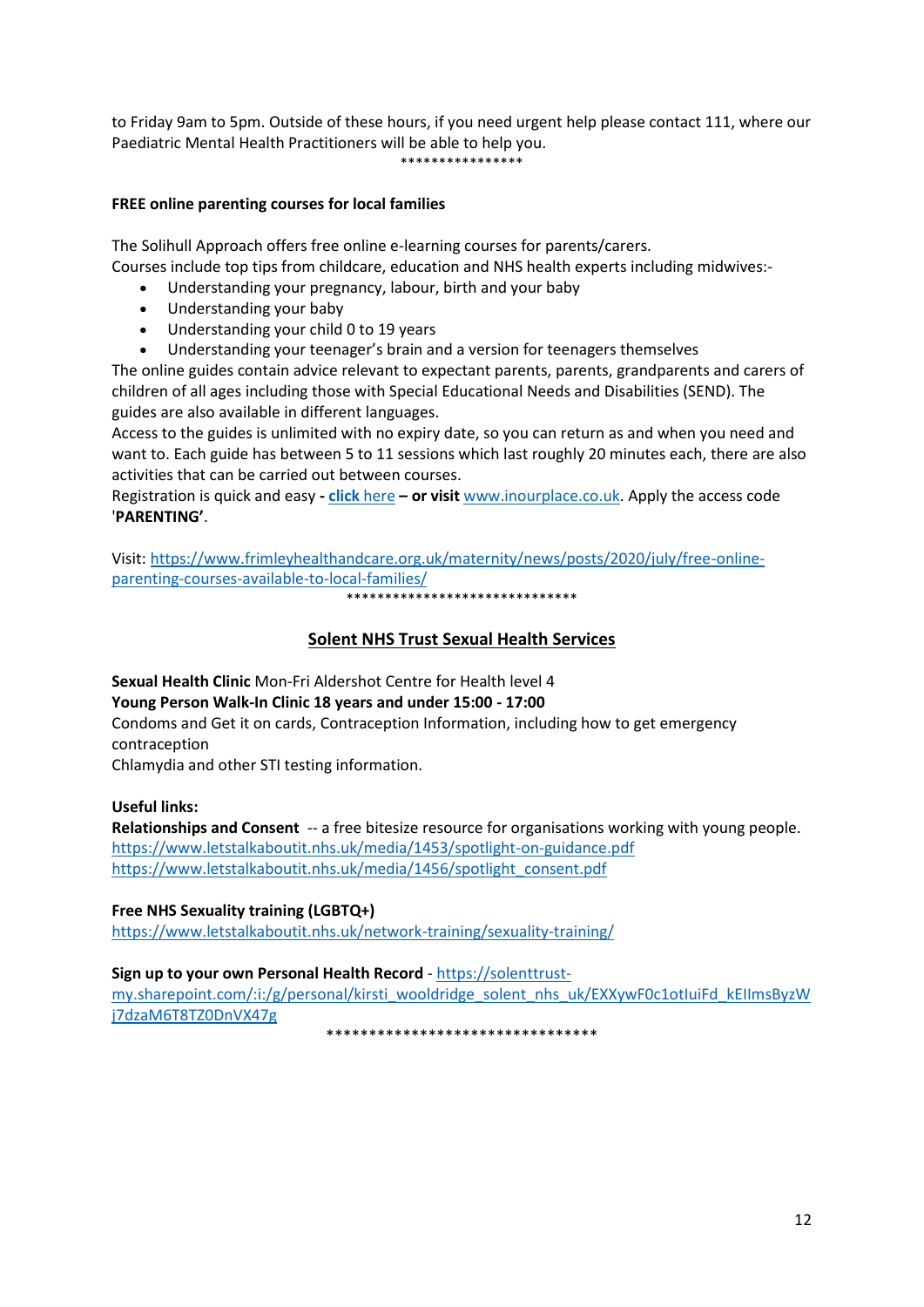to Friday 9am to 5pm. Outside of these hours, if you need urgent help please contact 111, where our Paediatric Mental Health Practitioners will be able to help you.

****************

**FREE online parenting courses for local families**

The Solihull Approach offers free online e-learning courses for parents/carers.
Courses include top tips from childcare, education and NHS health experts including midwives:-

- Understanding your pregnancy, labour, birth and your baby
- Understanding your baby
- Understanding your child 0 to 19 years
- Understanding your teenager's brain and a version for teenagers themselves

The online guides contain advice relevant to expectant parents, parents, grandparents and carers of children of all ages including those with Special Educational Needs and Disabilities (SEND). The guides are also available in different languages.
Access to the guides is unlimited with no expiry date, so you can return as and when you need and want to. Each guide has between 5 to 11 sessions which last roughly 20 minutes each, there are also activities that can be carried out between courses.
Registration is quick and easy **- click** here **– or visit** www.inourplace.co.uk. Apply the access code '**PARENTING'**.

Visit: https://www.frimleyhealthandcare.org.uk/maternity/news/posts/2020/july/free-online-parenting-courses-available-to-local-families/

******************************

## Solent NHS Trust Sexual Health Services

**Sexual Health Clinic** Mon-Fri Aldershot Centre for Health level 4
**Young Person Walk-In Clinic 18 years and under 15:00 - 17:00**
Condoms and Get it on cards, Contraception Information, including how to get emergency contraception
Chlamydia and other STI testing information.

**Useful links:**
**Relationships and Consent** -- a free bitesize resource for organisations working with young people.
https://www.letstalkaboutit.nhs.uk/media/1453/spotlight-on-guidance.pdf
https://www.letstalkaboutit.nhs.uk/media/1456/spotlight_consent.pdf

**Free NHS Sexuality training (LGBTQ+)**
https://www.letstalkaboutit.nhs.uk/network-training/sexuality-training/

**Sign up to your own Personal Health Record** - https://solenttrust-my.sharepoint.com/:i:/g/personal/kirsti_wooldridge_solent_nhs_uk/EXXywF0c1otIuiFd_kEIlmsByzWj7dzaM6T8TZ0DnVX47g

********************************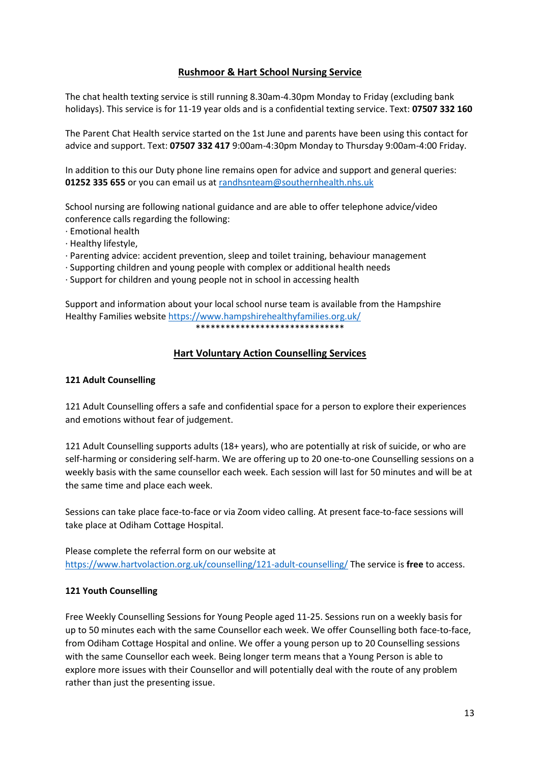## Rushmoor & Hart School Nursing Service

The chat health texting service is still running 8.30am-4.30pm Monday to Friday (excluding bank holidays). This service is for 11-19 year olds and is a confidential texting service. Text: **07507 332 160**

The Parent Chat Health service started on the 1st June and parents have been using this contact for advice and support. Text: **07507 332 417** 9:00am-4:30pm Monday to Thursday 9:00am-4:00 Friday.

In addition to this our Duty phone line remains open for advice and support and general queries: **01252 335 655** or you can email us at randhsnteam@southernhealth.nhs.uk

School nursing are following national guidance and are able to offer telephone advice/video conference calls regarding the following:

- Emotional health
- Healthy lifestyle,
- Parenting advice: accident prevention, sleep and toilet training, behaviour management
- Supporting children and young people with complex or additional health needs
- Support for children and young people not in school in accessing health

Support and information about your local school nurse team is available from the Hampshire Healthy Families website https://www.hampshirehealthyfamilies.org.uk/

******************************

## Hart Voluntary Action Counselling Services

### 121 Adult Counselling

121 Adult Counselling offers a safe and confidential space for a person to explore their experiences and emotions without fear of judgement.

121 Adult Counselling supports adults (18+ years), who are potentially at risk of suicide, or who are self-harming or considering self-harm. We are offering up to 20 one-to-one Counselling sessions on a weekly basis with the same counsellor each week. Each session will last for 50 minutes and will be at the same time and place each week.

Sessions can take place face-to-face or via Zoom video calling. At present face-to-face sessions will take place at Odiham Cottage Hospital.

Please complete the referral form on our website at https://www.hartvolaction.org.uk/counselling/121-adult-counselling/ The service is **free** to access.

### 121 Youth Counselling

Free Weekly Counselling Sessions for Young People aged 11-25. Sessions run on a weekly basis for up to 50 minutes each with the same Counsellor each week. We offer Counselling both face-to-face, from Odiham Cottage Hospital and online. We offer a young person up to 20 Counselling sessions with the same Counsellor each week. Being longer term means that a Young Person is able to explore more issues with their Counsellor and will potentially deal with the route of any problem rather than just the presenting issue.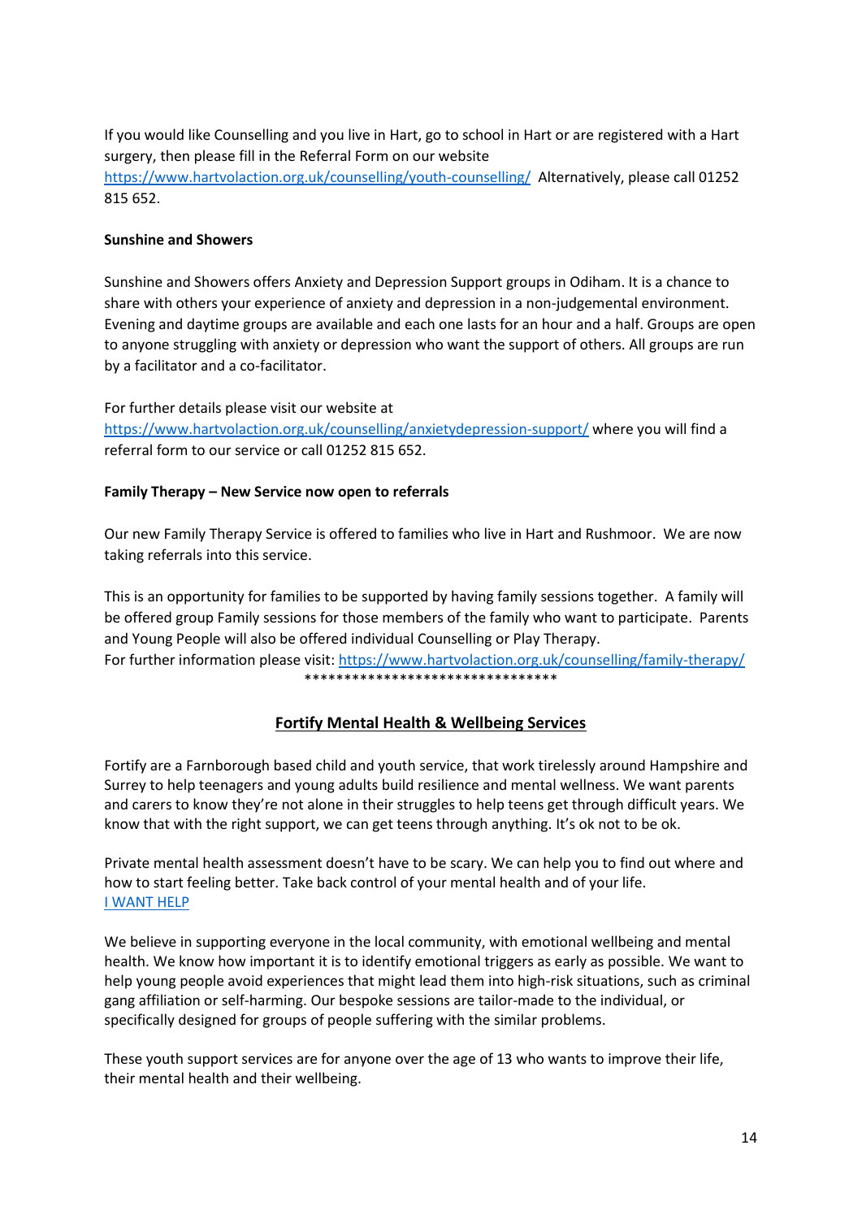If you would like Counselling and you live in Hart, go to school in Hart or are registered with a Hart surgery, then please fill in the Referral Form on our website [https://www.hartvolaction.org.uk/counselling/youth-counselling/](https://www.hartvolaction.org.uk/counselling/youth-counselling/) Alternatively, please call 01252 815 652.

**Sunshine and Showers**

Sunshine and Showers offers Anxiety and Depression Support groups in Odiham. It is a chance to share with others your experience of anxiety and depression in a non-judgemental environment. Evening and daytime groups are available and each one lasts for an hour and a half. Groups are open to anyone struggling with anxiety or depression who want the support of others. All groups are run by a facilitator and a co-facilitator.

For further details please visit our website at [https://www.hartvolaction.org.uk/counselling/anxietydepression-support/](https://www.hartvolaction.org.uk/counselling/anxietydepression-support/) where you will find a referral form to our service or call 01252 815 652.

**Family Therapy – New Service now open to referrals**

Our new Family Therapy Service is offered to families who live in Hart and Rushmoor. We are now taking referrals into this service.

This is an opportunity for families to be supported by having family sessions together. A family will be offered group Family sessions for those members of the family who want to participate. Parents and Young People will also be offered individual Counselling or Play Therapy.
For further information please visit: [https://www.hartvolaction.org.uk/counselling/family-therapy/](https://www.hartvolaction.org.uk/counselling/family-therapy/)

********************************

## Fortify Mental Health & Wellbeing Services

Fortify are a Farnborough based child and youth service, that work tirelessly around Hampshire and Surrey to help teenagers and young adults build resilience and mental wellness. We want parents and carers to know they're not alone in their struggles to help teens get through difficult years. We know that with the right support, we can get teens through anything. It's ok not to be ok.

Private mental health assessment doesn't have to be scary. We can help you to find out where and how to start feeling better. Take back control of your mental health and of your life.
I WANT HELP

We believe in supporting everyone in the local community, with emotional wellbeing and mental health. We know how important it is to identify emotional triggers as early as possible. We want to help young people avoid experiences that might lead them into high-risk situations, such as criminal gang affiliation or self-harming. Our bespoke sessions are tailor-made to the individual, or specifically designed for groups of people suffering with the similar problems.

These youth support services are for anyone over the age of 13 who wants to improve their life, their mental health and their wellbeing.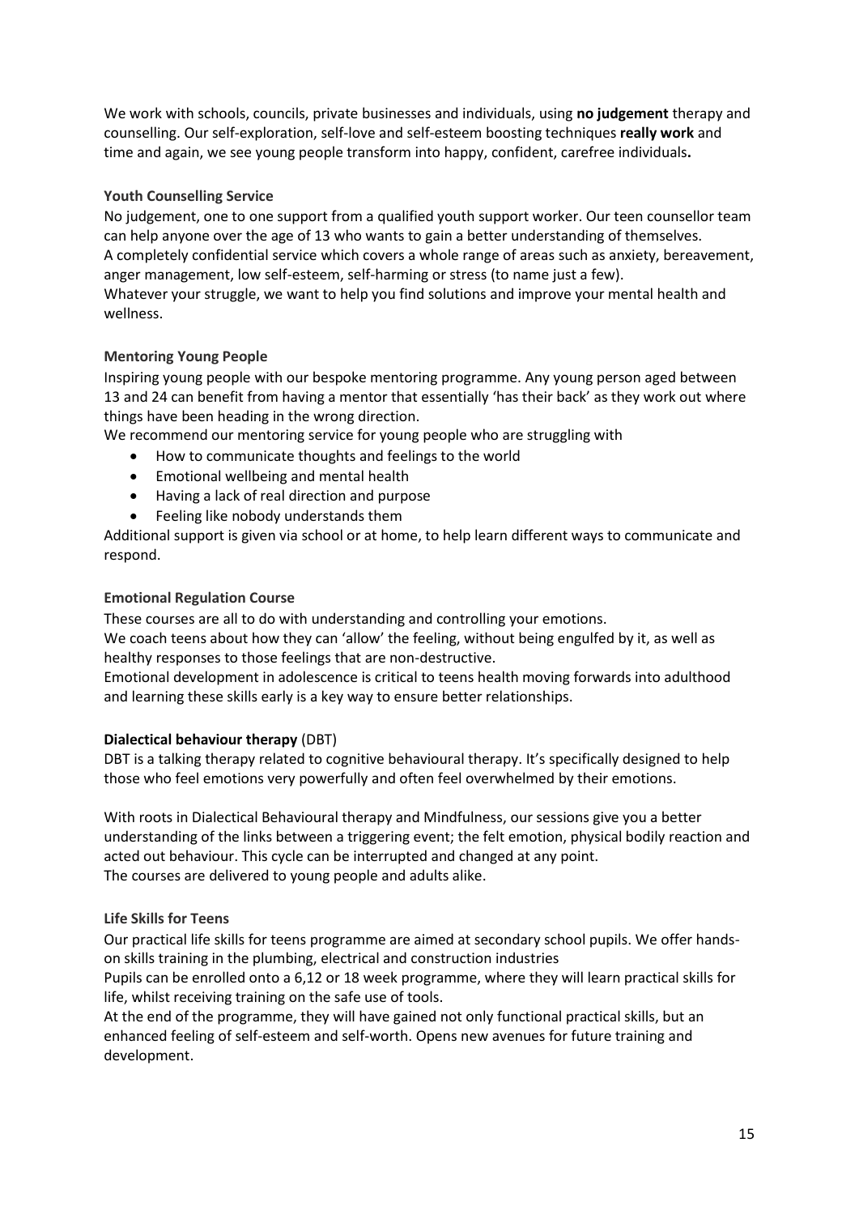We work with schools, councils, private businesses and individuals, using **no judgement** therapy and counselling. Our self-exploration, self-love and self-esteem boosting techniques **really work** and time and again, we see young people transform into happy, confident, carefree individuals**.**

### Youth Counselling Service

No judgement, one to one support from a qualified youth support worker. Our teen counsellor team can help anyone over the age of 13 who wants to gain a better understanding of themselves.
A completely confidential service which covers a whole range of areas such as anxiety, bereavement, anger management, low self-esteem, self-harming or stress (to name just a few).
Whatever your struggle, we want to help you find solutions and improve your mental health and wellness.

### Mentoring Young People

Inspiring young people with our bespoke mentoring programme. Any young person aged between 13 and 24 can benefit from having a mentor that essentially 'has their back' as they work out where things have been heading in the wrong direction.
We recommend our mentoring service for young people who are struggling with

- How to communicate thoughts and feelings to the world
- Emotional wellbeing and mental health
- Having a lack of real direction and purpose
- Feeling like nobody understands them

Additional support is given via school or at home, to help learn different ways to communicate and respond.

### Emotional Regulation Course

These courses are all to do with understanding and controlling your emotions.
We coach teens about how they can 'allow' the feeling, without being engulfed by it, as well as healthy responses to those feelings that are non-destructive.
Emotional development in adolescence is critical to teens health moving forwards into adulthood and learning these skills early is a key way to ensure better relationships.

### **Dialectical behaviour therapy** (DBT)

DBT is a talking therapy related to cognitive behavioural therapy. It's specifically designed to help those who feel emotions very powerfully and often feel overwhelmed by their emotions.

With roots in Dialectical Behavioural therapy and Mindfulness, our sessions give you a better understanding of the links between a triggering event; the felt emotion, physical bodily reaction and acted out behaviour. This cycle can be interrupted and changed at any point.
The courses are delivered to young people and adults alike.

### Life Skills for Teens

Our practical life skills for teens programme are aimed at secondary school pupils. We offer hands-on skills training in the plumbing, electrical and construction industries
Pupils can be enrolled onto a 6,12 or 18 week programme, where they will learn practical skills for life, whilst receiving training on the safe use of tools.
At the end of the programme, they will have gained not only functional practical skills, but an enhanced feeling of self-esteem and self-worth. Opens new avenues for future training and development.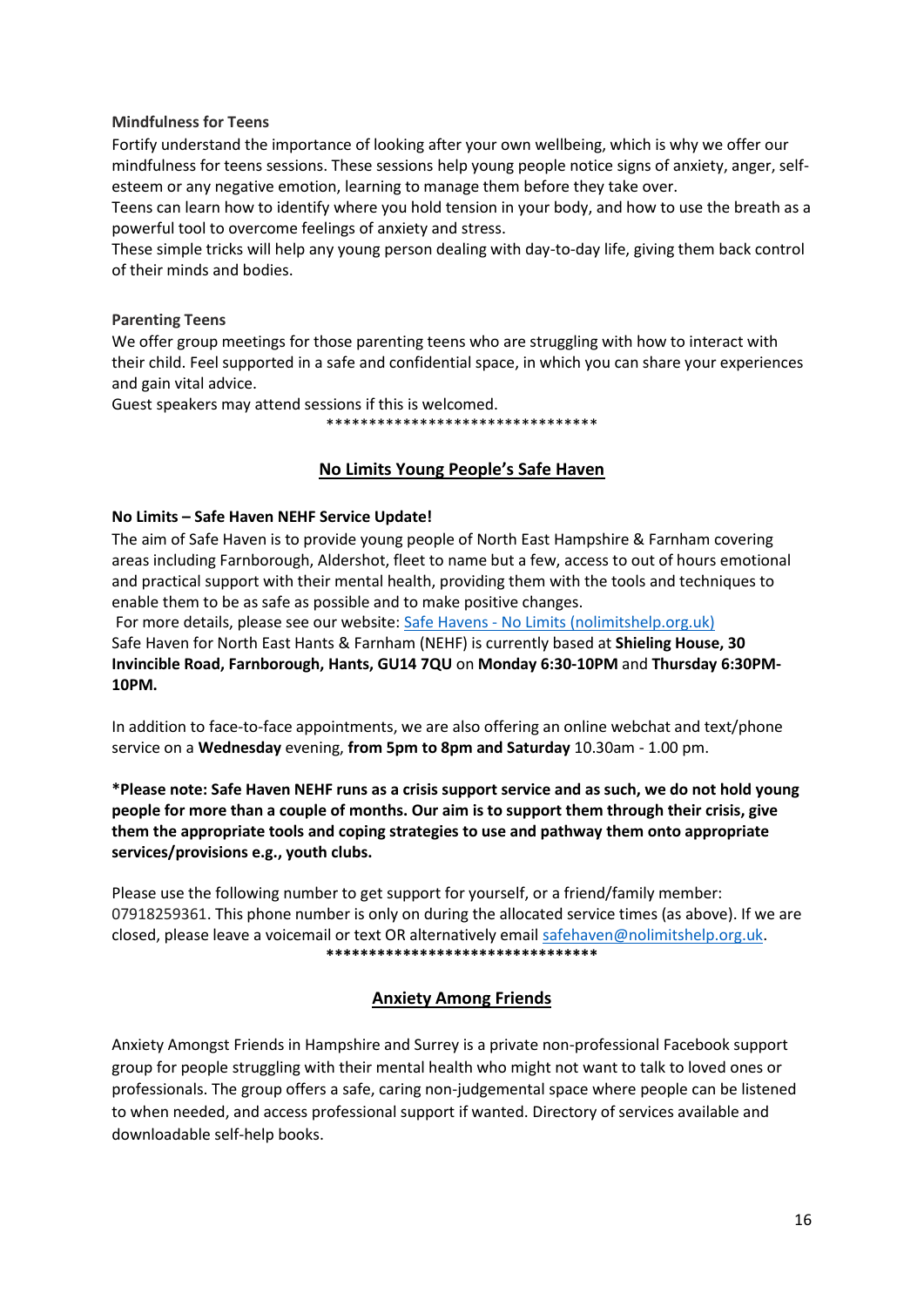**Mindfulness for Teens**

Fortify understand the importance of looking after your own wellbeing, which is why we offer our mindfulness for teens sessions. These sessions help young people notice signs of anxiety, anger, self-esteem or any negative emotion, learning to manage them before they take over.

Teens can learn how to identify where you hold tension in your body, and how to use the breath as a powerful tool to overcome feelings of anxiety and stress.

These simple tricks will help any young person dealing with day-to-day life, giving them back control of their minds and bodies.

**Parenting Teens**

We offer group meetings for those parenting teens who are struggling with how to interact with their child. Feel supported in a safe and confidential space, in which you can share your experiences and gain vital advice.

Guest speakers may attend sessions if this is welcomed.

********************************

## No Limits Young People's Safe Haven

**No Limits – Safe Haven NEHF Service Update!**

The aim of Safe Haven is to provide young people of North East Hampshire & Farnham covering areas including Farnborough, Aldershot, fleet to name but a few, access to out of hours emotional and practical support with their mental health, providing them with the tools and techniques to enable them to be as safe as possible and to make positive changes.

For more details, please see our website: [Safe Havens - No Limits (nolimitshelp.org.uk)](nolimitshelp.org.uk)

Safe Haven for North East Hants & Farnham (NEHF) is currently based at **Shieling House, 30 Invincible Road, Farnborough, Hants, GU14 7QU** on **Monday 6:30-10PM** and **Thursday 6:30PM-10PM.**

In addition to face-to-face appointments, we are also offering an online webchat and text/phone service on a **Wednesday** evening, **from 5pm to 8pm and Saturday** 10.30am - 1.00 pm.

***Please note: Safe Haven NEHF runs as a crisis support service and as such, we do not hold young people for more than a couple of months. Our aim is to support them through their crisis, give them the appropriate tools and coping strategies to use and pathway them onto appropriate services/provisions e.g., youth clubs.**

Please use the following number to get support for yourself, or a friend/family member: 07918259361. This phone number is only on during the allocated service times (as above). If we are closed, please leave a voicemail or text OR alternatively email safehaven@nolimitshelp.org.uk.

********************************

## Anxiety Among Friends

Anxiety Amongst Friends in Hampshire and Surrey is a private non-professional Facebook support group for people struggling with their mental health who might not want to talk to loved ones or professionals. The group offers a safe, caring non-judgemental space where people can be listened to when needed, and access professional support if wanted. Directory of services available and downloadable self-help books.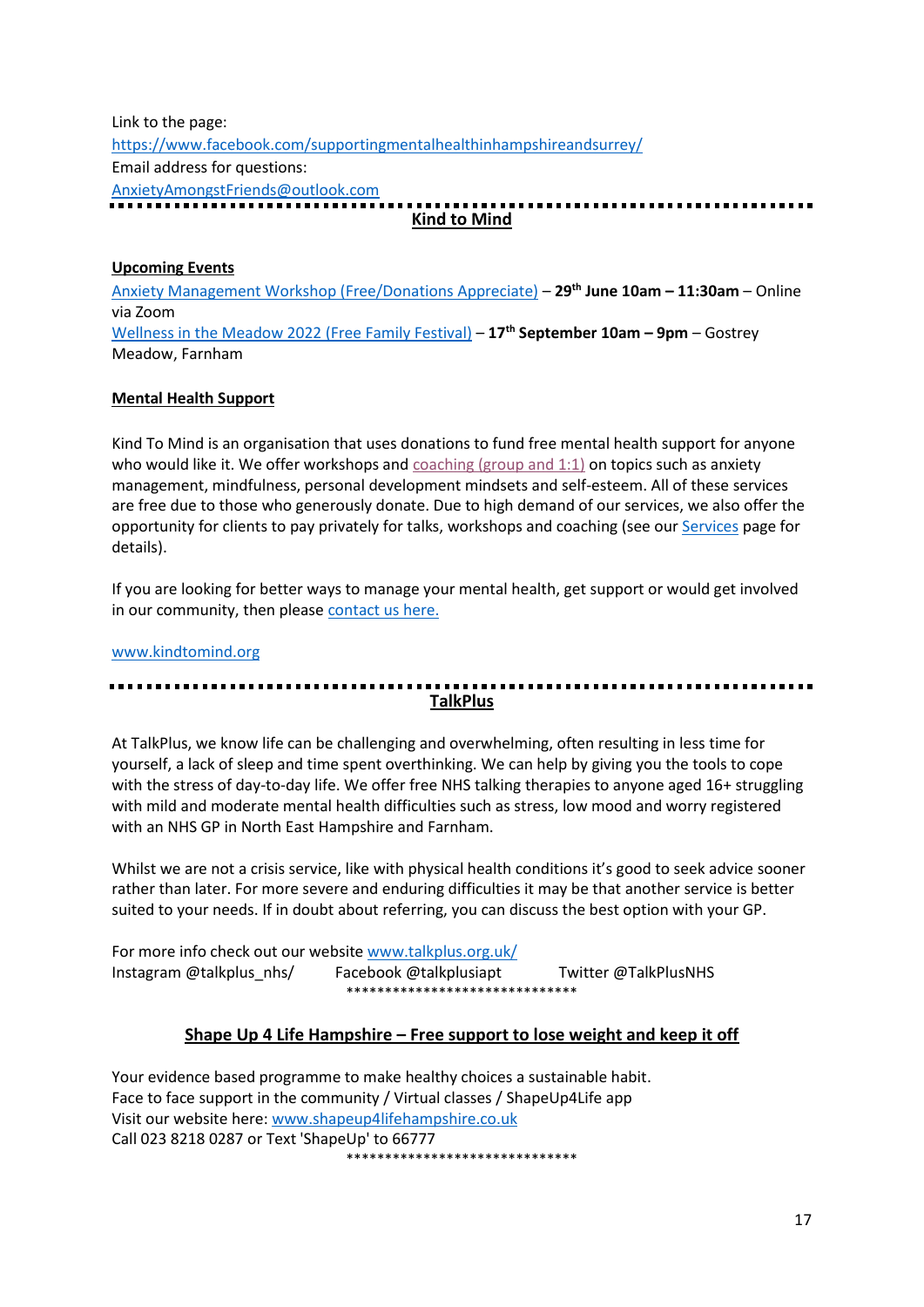Link to the page:
https://www.facebook.com/supportingmentalhealthinhampshireandsurrey/
Email address for questions:
AnxietyAmongstFriends@outlook.com

## Kind to Mind

### Upcoming Events

Anxiety Management Workshop (Free/Donations Appreciate) – **29th June 10am – 11:30am** – Online via Zoom
Wellness in the Meadow 2022 (Free Family Festival) – **17th September 10am – 9pm** – Gostrey Meadow, Farnham

### Mental Health Support

Kind To Mind is an organisation that uses donations to fund free mental health support for anyone who would like it. We offer workshops and coaching (group and 1:1) on topics such as anxiety management, mindfulness, personal development mindsets and self-esteem. All of these services are free due to those who generously donate. Due to high demand of our services, we also offer the opportunity for clients to pay privately for talks, workshops and coaching (see our Services page for details).

If you are looking for better ways to manage your mental health, get support or would get involved in our community, then please contact us here.

www.kindtomind.org

## TalkPlus

At TalkPlus, we know life can be challenging and overwhelming, often resulting in less time for yourself, a lack of sleep and time spent overthinking. We can help by giving you the tools to cope with the stress of day-to-day life. We offer free NHS talking therapies to anyone aged 16+ struggling with mild and moderate mental health difficulties such as stress, low mood and worry registered with an NHS GP in North East Hampshire and Farnham.

Whilst we are not a crisis service, like with physical health conditions it's good to seek advice sooner rather than later. For more severe and enduring difficulties it may be that another service is better suited to your needs. If in doubt about referring, you can discuss the best option with your GP.

For more info check out our website www.talkplus.org.uk/
Instagram @talkplus_nhs/  Facebook @talkplusiapt  Twitter @TalkPlusNHS

*******************************

## Shape Up 4 Life Hampshire – Free support to lose weight and keep it off

Your evidence based programme to make healthy choices a sustainable habit.
Face to face support in the community / Virtual classes / ShapeUp4Life app
Visit our website here: www.shapeup4lifehampshire.co.uk
Call 023 8218 0287 or Text 'ShapeUp' to 66777

*******************************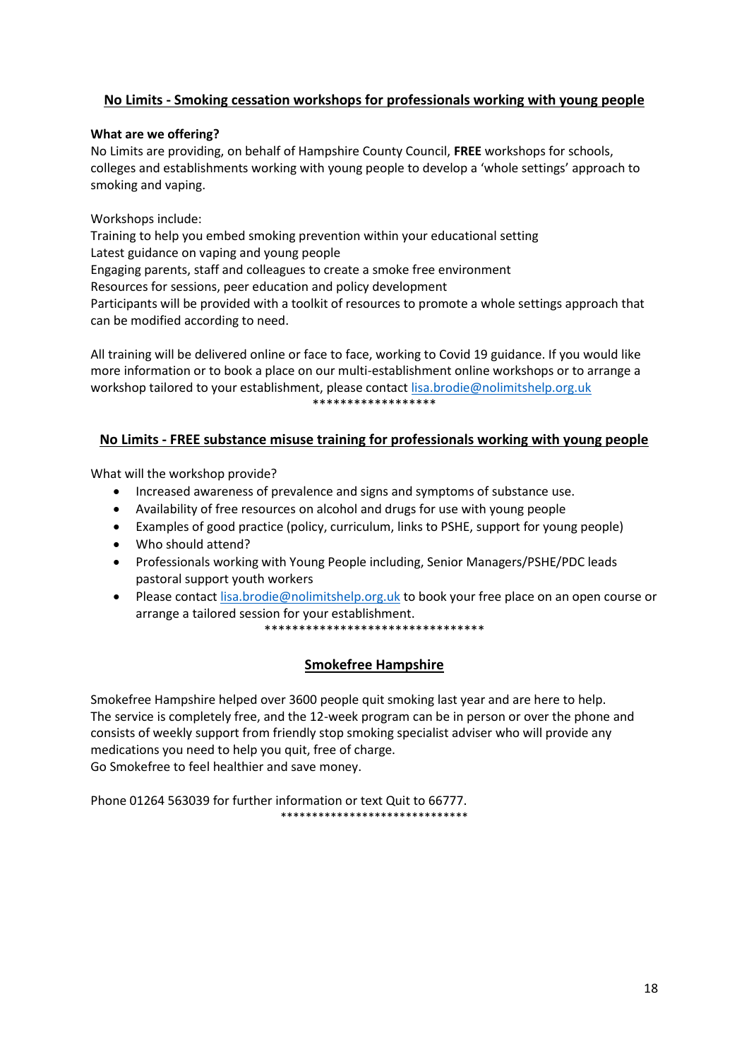## No Limits - Smoking cessation workshops for professionals working with young people

**What are we offering?**

No Limits are providing, on behalf of Hampshire County Council, **FREE** workshops for schools, colleges and establishments working with young people to develop a 'whole settings' approach to smoking and vaping.

Workshops include:

Training to help you embed smoking prevention within your educational setting
Latest guidance on vaping and young people
Engaging parents, staff and colleagues to create a smoke free environment
Resources for sessions, peer education and policy development
Participants will be provided with a toolkit of resources to promote a whole settings approach that can be modified according to need.

All training will be delivered online or face to face, working to Covid 19 guidance. If you would like more information or to book a place on our multi-establishment online workshops or to arrange a workshop tailored to your establishment, please contact lisa.brodie@nolimitshelp.org.uk

******************

## No Limits - FREE substance misuse training for professionals working with young people

What will the workshop provide?

- Increased awareness of prevalence and signs and symptoms of substance use.
- Availability of free resources on alcohol and drugs for use with young people
- Examples of good practice (policy, curriculum, links to PSHE, support for young people)
- Who should attend?
- Professionals working with Young People including, Senior Managers/PSHE/PDC leads pastoral support youth workers
- Please contact lisa.brodie@nolimitshelp.org.uk to book your free place on an open course or arrange a tailored session for your establishment.

********************************

## Smokefree Hampshire

Smokefree Hampshire helped over 3600 people quit smoking last year and are here to help. The service is completely free, and the 12-week program can be in person or over the phone and consists of weekly support from friendly stop smoking specialist adviser who will provide any medications you need to help you quit, free of charge.
Go Smokefree to feel healthier and save money.

Phone 01264 563039 for further information or text Quit to 66777.

*****************************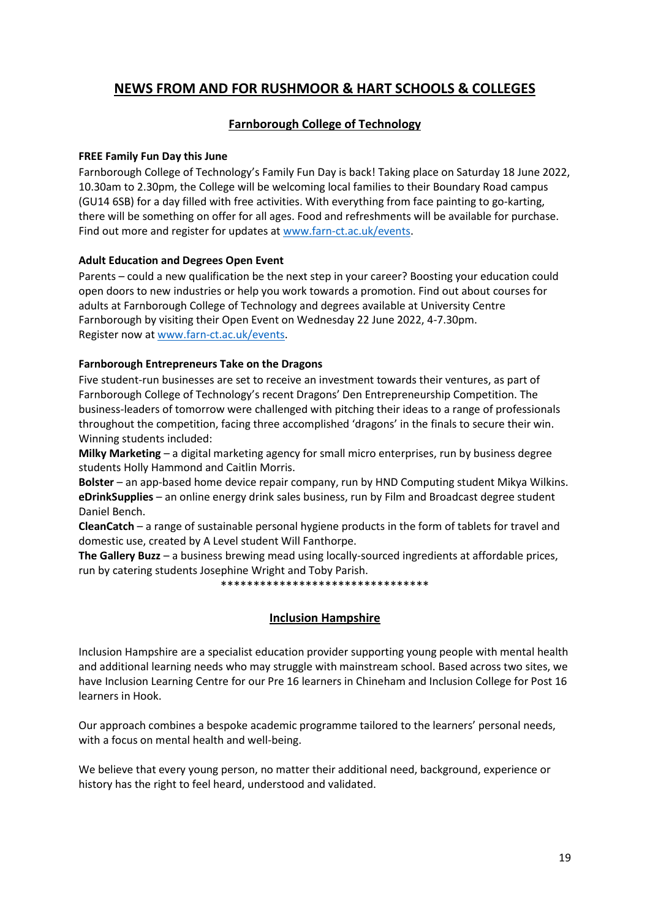# NEWS FROM AND FOR RUSHMOOR & HART SCHOOLS & COLLEGES

## Farnborough College of Technology

**FREE Family Fun Day this June**

Farnborough College of Technology's Family Fun Day is back! Taking place on Saturday 18 June 2022, 10.30am to 2.30pm, the College will be welcoming local families to their Boundary Road campus (GU14 6SB) for a day filled with free activities. With everything from face painting to go-karting, there will be something on offer for all ages. Food and refreshments will be available for purchase. Find out more and register for updates at www.farn-ct.ac.uk/events.

**Adult Education and Degrees Open Event**

Parents – could a new qualification be the next step in your career? Boosting your education could open doors to new industries or help you work towards a promotion. Find out about courses for adults at Farnborough College of Technology and degrees available at University Centre Farnborough by visiting their Open Event on Wednesday 22 June 2022, 4-7.30pm.
Register now at www.farn-ct.ac.uk/events.

**Farnborough Entrepreneurs Take on the Dragons**

Five student-run businesses are set to receive an investment towards their ventures, as part of Farnborough College of Technology's recent Dragons' Den Entrepreneurship Competition. The business-leaders of tomorrow were challenged with pitching their ideas to a range of professionals throughout the competition, facing three accomplished 'dragons' in the finals to secure their win. Winning students included:

**Milky Marketing** – a digital marketing agency for small micro enterprises, run by business degree students Holly Hammond and Caitlin Morris.
**Bolster** – an app-based home device repair company, run by HND Computing student Mikya Wilkins.
**eDrinkSupplies** – an online energy drink sales business, run by Film and Broadcast degree student Daniel Bench.
**CleanCatch** – a range of sustainable personal hygiene products in the form of tablets for travel and domestic use, created by A Level student Will Fanthorpe.
**The Gallery Buzz** – a business brewing mead using locally-sourced ingredients at affordable prices, run by catering students Josephine Wright and Toby Parish.

********************************

## Inclusion Hampshire

Inclusion Hampshire are a specialist education provider supporting young people with mental health and additional learning needs who may struggle with mainstream school. Based across two sites, we have Inclusion Learning Centre for our Pre 16 learners in Chineham and Inclusion College for Post 16 learners in Hook.

Our approach combines a bespoke academic programme tailored to the learners' personal needs, with a focus on mental health and well-being.

We believe that every young person, no matter their additional need, background, experience or history has the right to feel heard, understood and validated.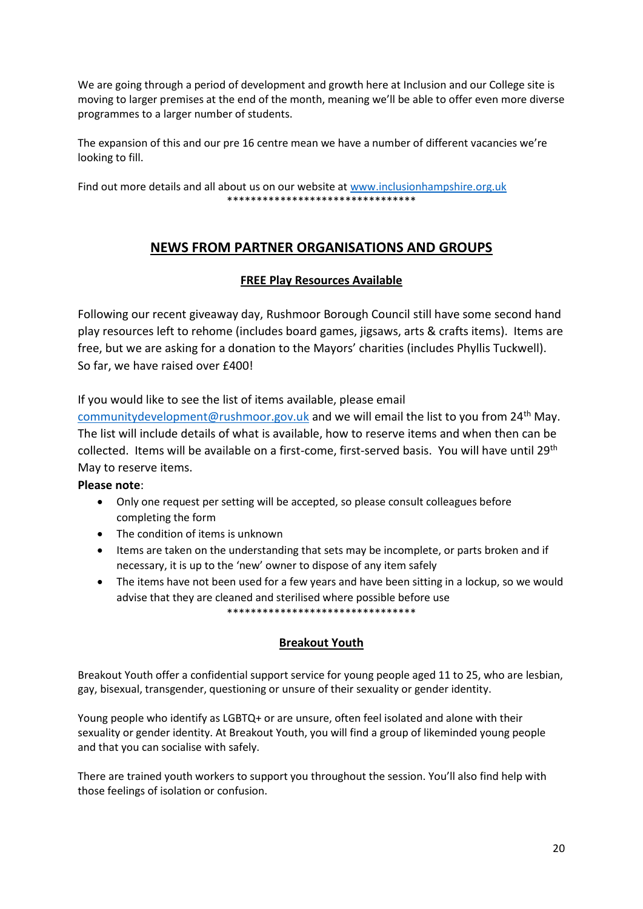We are going through a period of development and growth here at Inclusion and our College site is moving to larger premises at the end of the month, meaning we'll be able to offer even more diverse programmes to a larger number of students.

The expansion of this and our pre 16 centre mean we have a number of different vacancies we're looking to fill.

Find out more details and all about us on our website at [www.inclusionhampshire.org.uk](http://www.inclusionhampshire.org.uk)

********************************

## NEWS FROM PARTNER ORGANISATIONS AND GROUPS

### FREE Play Resources Available

Following our recent giveaway day, Rushmoor Borough Council still have some second hand play resources left to rehome (includes board games, jigsaws, arts & crafts items). Items are free, but we are asking for a donation to the Mayors' charities (includes Phyllis Tuckwell). So far, we have raised over £400!

If you would like to see the list of items available, please email [communitydevelopment@rushmoor.gov.uk](mailto:communitydevelopment@rushmoor.gov.uk) and we will email the list to you from 24th May. The list will include details of what is available, how to reserve items and when then can be collected. Items will be available on a first-come, first-served basis. You will have until 29th May to reserve items.

**Please note**:

- Only one request per setting will be accepted, so please consult colleagues before completing the form
- The condition of items is unknown
- Items are taken on the understanding that sets may be incomplete, or parts broken and if necessary, it is up to the 'new' owner to dispose of any item safely
- The items have not been used for a few years and have been sitting in a lockup, so we would advise that they are cleaned and sterilised where possible before use

********************************

### Breakout Youth

Breakout Youth offer a confidential support service for young people aged 11 to 25, who are lesbian, gay, bisexual, transgender, questioning or unsure of their sexuality or gender identity.

Young people who identify as LGBTQ+ or are unsure, often feel isolated and alone with their sexuality or gender identity. At Breakout Youth, you will find a group of likeminded young people and that you can socialise with safely.

There are trained youth workers to support you throughout the session. You'll also find help with those feelings of isolation or confusion.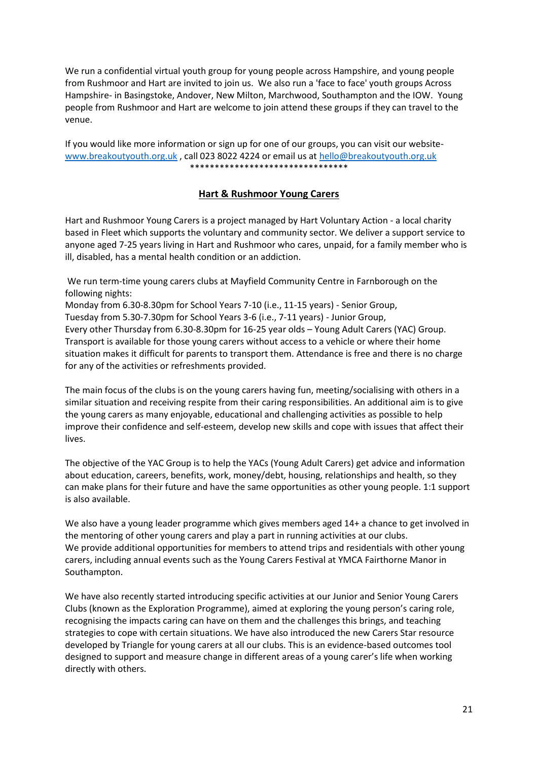We run a confidential virtual youth group for young people across Hampshire, and young people from Rushmoor and Hart are invited to join us. We also run a 'face to face' youth groups Across Hampshire- in Basingstoke, Andover, New Milton, Marchwood, Southampton and the IOW. Young people from Rushmoor and Hart are welcome to join attend these groups if they can travel to the venue.

If you would like more information or sign up for one of our groups, you can visit our website- [www.breakoutyouth.org.uk](http://www.breakoutyouth.org.uk) , call 023 8022 4224 or email us at [hello@breakoutyouth.org.uk](mailto:hello@breakoutyouth.org.uk)

********************************

## Hart & Rushmoor Young Carers

Hart and Rushmoor Young Carers is a project managed by Hart Voluntary Action - a local charity based in Fleet which supports the voluntary and community sector. We deliver a support service to anyone aged 7-25 years living in Hart and Rushmoor who cares, unpaid, for a family member who is ill, disabled, has a mental health condition or an addiction.

We run term-time young carers clubs at Mayfield Community Centre in Farnborough on the following nights:
Monday from 6.30-8.30pm for School Years 7-10 (i.e., 11-15 years) - Senior Group,
Tuesday from 5.30-7.30pm for School Years 3-6 (i.e., 7-11 years) - Junior Group,
Every other Thursday from 6.30-8.30pm for 16-25 year olds – Young Adult Carers (YAC) Group.
Transport is available for those young carers without access to a vehicle or where their home situation makes it difficult for parents to transport them. Attendance is free and there is no charge for any of the activities or refreshments provided.

The main focus of the clubs is on the young carers having fun, meeting/socialising with others in a similar situation and receiving respite from their caring responsibilities. An additional aim is to give the young carers as many enjoyable, educational and challenging activities as possible to help improve their confidence and self-esteem, develop new skills and cope with issues that affect their lives.

The objective of the YAC Group is to help the YACs (Young Adult Carers) get advice and information about education, careers, benefits, work, money/debt, housing, relationships and health, so they can make plans for their future and have the same opportunities as other young people. 1:1 support is also available.

We also have a young leader programme which gives members aged 14+ a chance to get involved in the mentoring of other young carers and play a part in running activities at our clubs.
We provide additional opportunities for members to attend trips and residentials with other young carers, including annual events such as the Young Carers Festival at YMCA Fairthorne Manor in Southampton.

We have also recently started introducing specific activities at our Junior and Senior Young Carers Clubs (known as the Exploration Programme), aimed at exploring the young person's caring role, recognising the impacts caring can have on them and the challenges this brings, and teaching strategies to cope with certain situations. We have also introduced the new Carers Star resource developed by Triangle for young carers at all our clubs. This is an evidence-based outcomes tool designed to support and measure change in different areas of a young carer's life when working directly with others.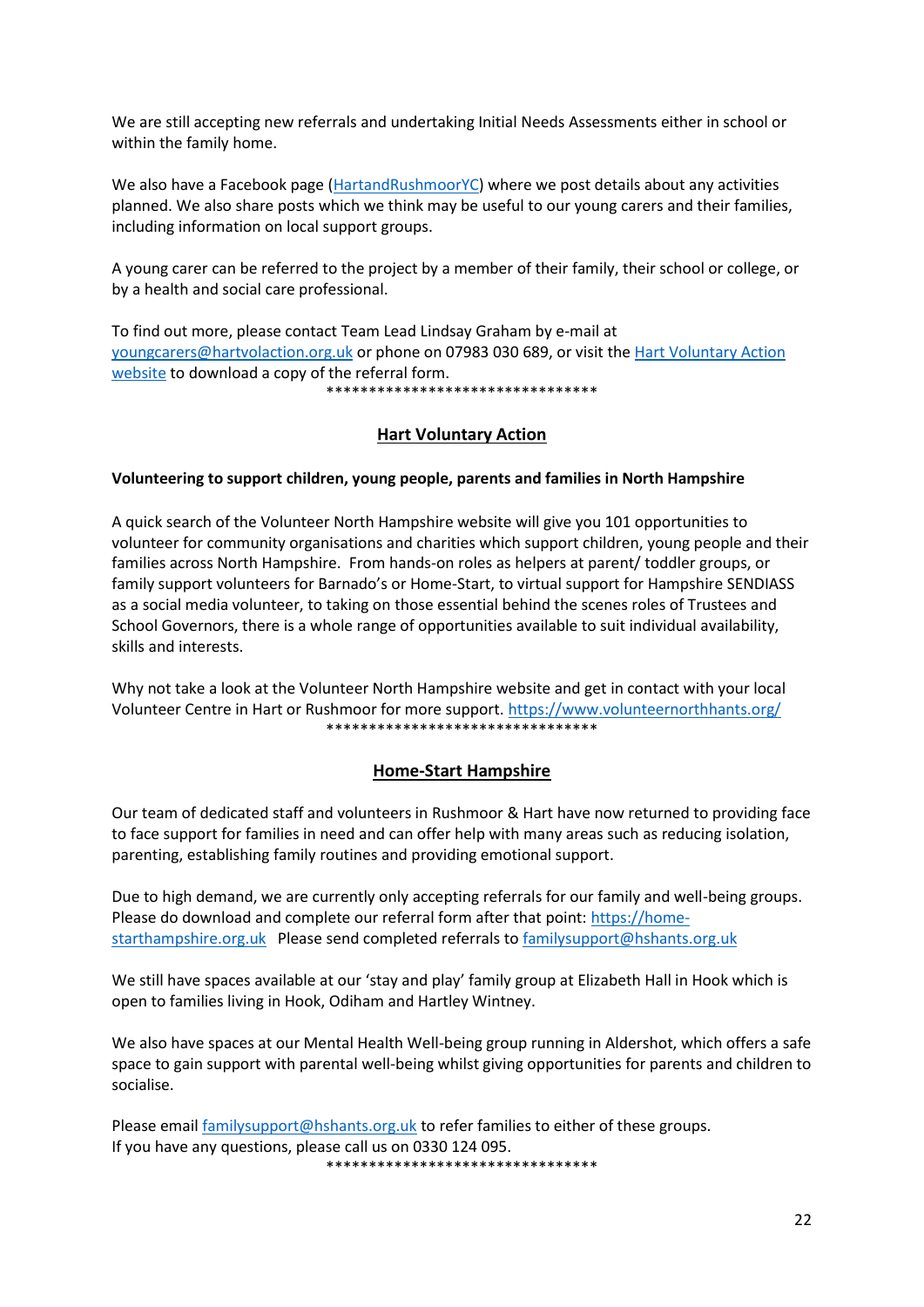We are still accepting new referrals and undertaking Initial Needs Assessments either in school or within the family home.

We also have a Facebook page (HartandRushmoorYC) where we post details about any activities planned. We also share posts which we think may be useful to our young carers and their families, including information on local support groups.

A young carer can be referred to the project by a member of their family, their school or college, or by a health and social care professional.

To find out more, please contact Team Lead Lindsay Graham by e-mail at youngcarers@hartvolaction.org.uk or phone on 07983 030 689, or visit the Hart Voluntary Action website to download a copy of the referral form.

********************************

## Hart Voluntary Action

**Volunteering to support children, young people, parents and families in North Hampshire**

A quick search of the Volunteer North Hampshire website will give you 101 opportunities to volunteer for community organisations and charities which support children, young people and their families across North Hampshire. From hands-on roles as helpers at parent/ toddler groups, or family support volunteers for Barnado's or Home-Start, to virtual support for Hampshire SENDIASS as a social media volunteer, to taking on those essential behind the scenes roles of Trustees and School Governors, there is a whole range of opportunities available to suit individual availability, skills and interests.

Why not take a look at the Volunteer North Hampshire website and get in contact with your local Volunteer Centre in Hart or Rushmoor for more support. https://www.volunteernorthhants.org/

********************************

## Home-Start Hampshire

Our team of dedicated staff and volunteers in Rushmoor & Hart have now returned to providing face to face support for families in need and can offer help with many areas such as reducing isolation, parenting, establishing family routines and providing emotional support.

Due to high demand, we are currently only accepting referrals for our family and well-being groups. Please do download and complete our referral form after that point: https://home-starthampshire.org.uk Please send completed referrals to familysupport@hshants.org.uk

We still have spaces available at our 'stay and play' family group at Elizabeth Hall in Hook which is open to families living in Hook, Odiham and Hartley Wintney.

We also have spaces at our Mental Health Well-being group running in Aldershot, which offers a safe space to gain support with parental well-being whilst giving opportunities for parents and children to socialise.

Please email familysupport@hshants.org.uk to refer families to either of these groups.
If you have any questions, please call us on 0330 124 095.

********************************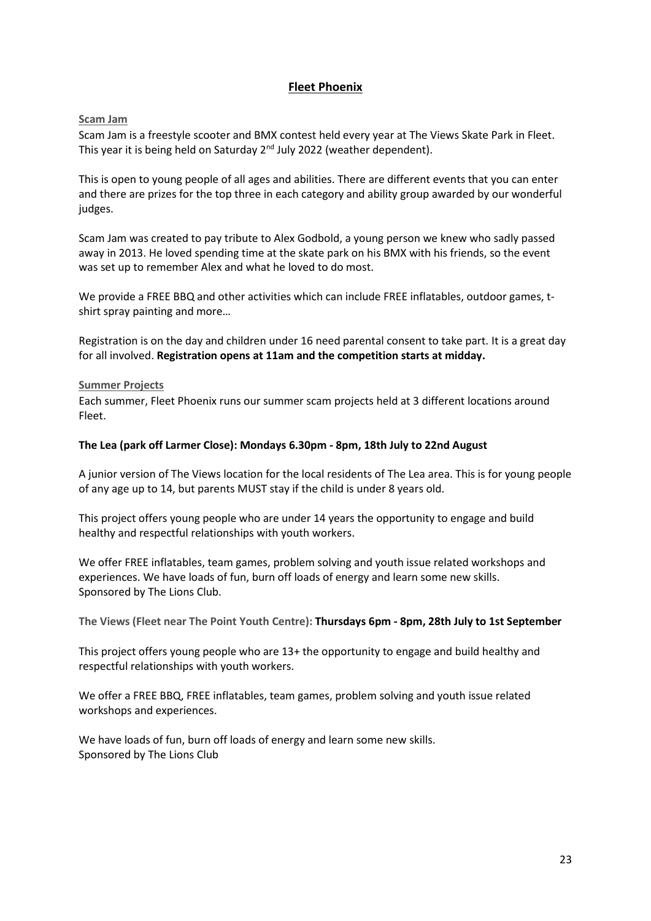# Fleet Phoenix

## Scam Jam

Scam Jam is a freestyle scooter and BMX contest held every year at The Views Skate Park in Fleet. This year it is being held on Saturday 2nd July 2022 (weather dependent).

This is open to young people of all ages and abilities. There are different events that you can enter and there are prizes for the top three in each category and ability group awarded by our wonderful judges.

Scam Jam was created to pay tribute to Alex Godbold, a young person we knew who sadly passed away in 2013. He loved spending time at the skate park on his BMX with his friends, so the event was set up to remember Alex and what he loved to do most.

We provide a FREE BBQ and other activities which can include FREE inflatables, outdoor games, t-shirt spray painting and more…

Registration is on the day and children under 16 need parental consent to take part. It is a great day for all involved. **Registration opens at 11am and the competition starts at midday.**

## Summer Projects

Each summer, Fleet Phoenix runs our summer scam projects held at 3 different locations around Fleet.

**The Lea (park off Larmer Close): Mondays 6.30pm - 8pm, 18th July to 22nd August**

A junior version of The Views location for the local residents of The Lea area. This is for young people of any age up to 14, but parents MUST stay if the child is under 8 years old.

This project offers young people who are under 14 years the opportunity to engage and build healthy and respectful relationships with youth workers.

We offer FREE inflatables, team games, problem solving and youth issue related workshops and experiences. We have loads of fun, burn off loads of energy and learn some new skills.
Sponsored by The Lions Club.

**The Views (Fleet near The Point Youth Centre): Thursdays 6pm - 8pm, 28th July to 1st September**

This project offers young people who are 13+ the opportunity to engage and build healthy and respectful relationships with youth workers.

We offer a FREE BBQ, FREE inflatables, team games, problem solving and youth issue related workshops and experiences.

We have loads of fun, burn off loads of energy and learn some new skills.
Sponsored by The Lions Club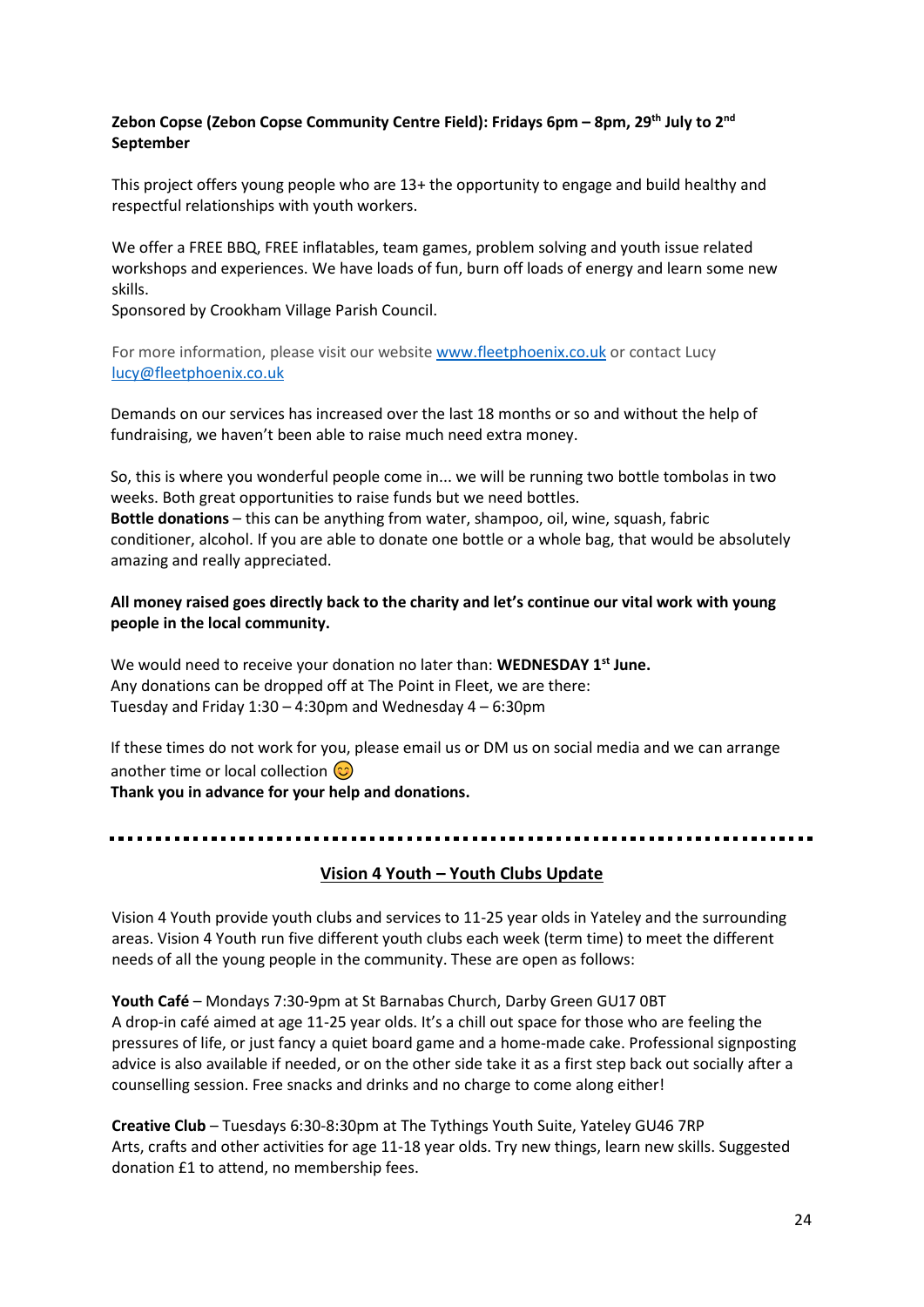**Zebon Copse (Zebon Copse Community Centre Field): Fridays 6pm – 8pm, 29th July to 2nd September**

This project offers young people who are 13+ the opportunity to engage and build healthy and respectful relationships with youth workers.

We offer a FREE BBQ, FREE inflatables, team games, problem solving and youth issue related workshops and experiences. We have loads of fun, burn off loads of energy and learn some new skills.
Sponsored by Crookham Village Parish Council.

For more information, please visit our website [www.fleetphoenix.co.uk](http://www.fleetphoenix.co.uk) or contact Lucy [lucy@fleetphoenix.co.uk](mailto:lucy@fleetphoenix.co.uk)

Demands on our services has increased over the last 18 months or so and without the help of fundraising, we haven't been able to raise much need extra money.

So, this is where you wonderful people come in... we will be running two bottle tombolas in two weeks. Both great opportunities to raise funds but we need bottles.
**Bottle donations** – this can be anything from water, shampoo, oil, wine, squash, fabric conditioner, alcohol. If you are able to donate one bottle or a whole bag, that would be absolutely amazing and really appreciated.

**All money raised goes directly back to the charity and let's continue our vital work with young people in the local community.**

We would need to receive your donation no later than: **WEDNESDAY 1st June.**
Any donations can be dropped off at The Point in Fleet, we are there:
Tuesday and Friday 1:30 – 4:30pm and Wednesday 4 – 6:30pm

If these times do not work for you, please email us or DM us on social media and we can arrange another time or local collection 😊
**Thank you in advance for your help and donations.**

---

## Vision 4 Youth – Youth Clubs Update

Vision 4 Youth provide youth clubs and services to 11-25 year olds in Yateley and the surrounding areas. Vision 4 Youth run five different youth clubs each week (term time) to meet the different needs of all the young people in the community. These are open as follows:

**Youth Café** – Mondays 7:30-9pm at St Barnabas Church, Darby Green GU17 0BT
A drop-in café aimed at age 11-25 year olds. It's a chill out space for those who are feeling the pressures of life, or just fancy a quiet board game and a home-made cake. Professional signposting advice is also available if needed, or on the other side take it as a first step back out socially after a counselling session. Free snacks and drinks and no charge to come along either!

**Creative Club** – Tuesdays 6:30-8:30pm at The Tythings Youth Suite, Yateley GU46 7RP
Arts, crafts and other activities for age 11-18 year olds. Try new things, learn new skills. Suggested donation £1 to attend, no membership fees.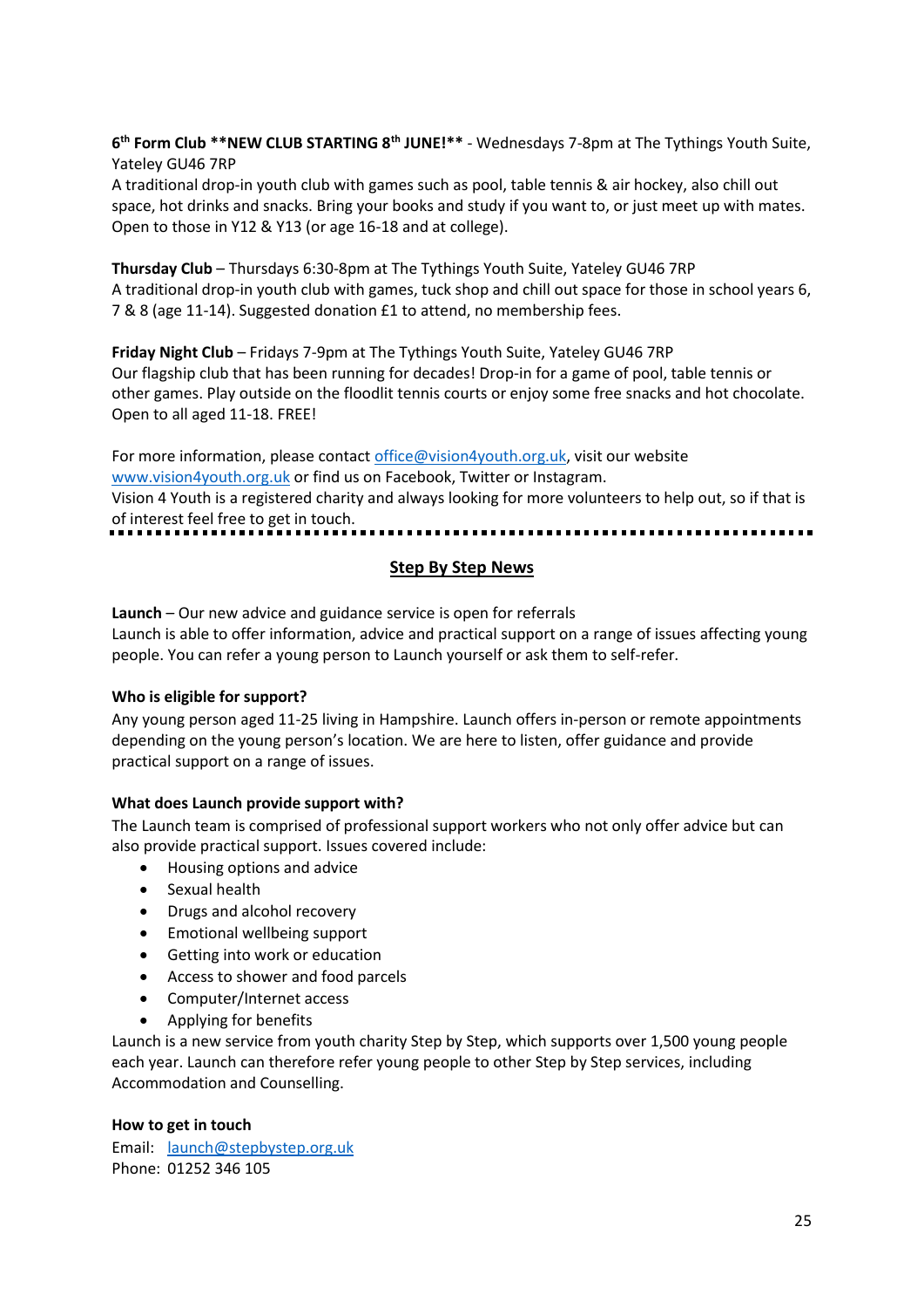**6th Form Club \*\*NEW CLUB STARTING 8th JUNE!\*\*** - Wednesdays 7-8pm at The Tythings Youth Suite, Yateley GU46 7RP
A traditional drop-in youth club with games such as pool, table tennis & air hockey, also chill out space, hot drinks and snacks. Bring your books and study if you want to, or just meet up with mates. Open to those in Y12 & Y13 (or age 16-18 and at college).

**Thursday Club** – Thursdays 6:30-8pm at The Tythings Youth Suite, Yateley GU46 7RP
A traditional drop-in youth club with games, tuck shop and chill out space for those in school years 6, 7 & 8 (age 11-14). Suggested donation £1 to attend, no membership fees.

**Friday Night Club** – Fridays 7-9pm at The Tythings Youth Suite, Yateley GU46 7RP
Our flagship club that has been running for decades! Drop-in for a game of pool, table tennis or other games. Play outside on the floodlit tennis courts or enjoy some free snacks and hot chocolate. Open to all aged 11-18. FREE!

For more information, please contact office@vision4youth.org.uk, visit our website www.vision4youth.org.uk or find us on Facebook, Twitter or Instagram.
Vision 4 Youth is a registered charity and always looking for more volunteers to help out, so if that is of interest feel free to get in touch.

---

## Step By Step News

**Launch** – Our new advice and guidance service is open for referrals
Launch is able to offer information, advice and practical support on a range of issues affecting young people. You can refer a young person to Launch yourself or ask them to self-refer.

**Who is eligible for support?**
Any young person aged 11-25 living in Hampshire. Launch offers in-person or remote appointments depending on the young person's location. We are here to listen, offer guidance and provide practical support on a range of issues.

**What does Launch provide support with?**
The Launch team is comprised of professional support workers who not only offer advice but can also provide practical support. Issues covered include:

- Housing options and advice
- Sexual health
- Drugs and alcohol recovery
- Emotional wellbeing support
- Getting into work or education
- Access to shower and food parcels
- Computer/Internet access
- Applying for benefits

Launch is a new service from youth charity Step by Step, which supports over 1,500 young people each year. Launch can therefore refer young people to other Step by Step services, including Accommodation and Counselling.

**How to get in touch**
Email: launch@stepbystep.org.uk
Phone: 01252 346 105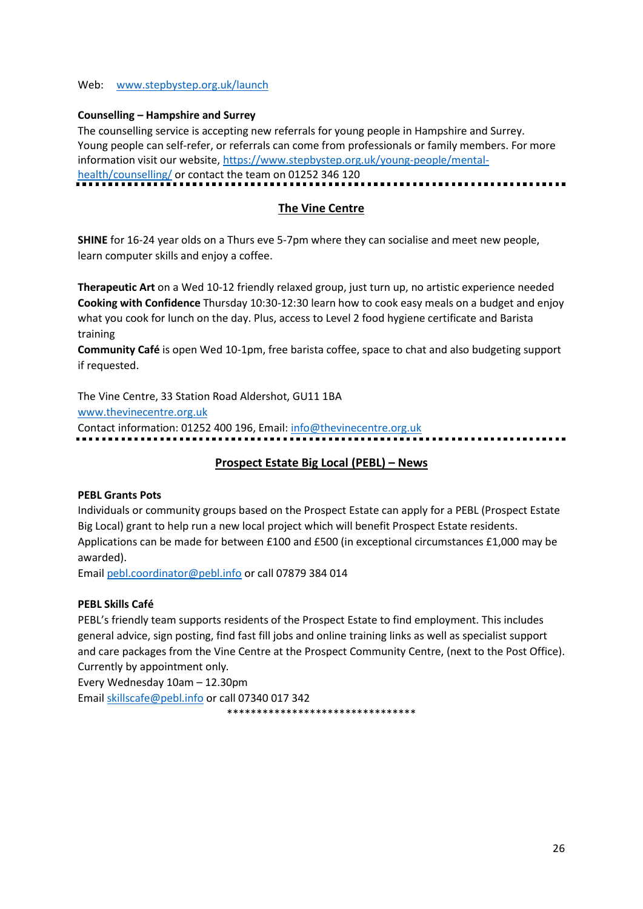Web: www.stepbystep.org.uk/launch

**Counselling – Hampshire and Surrey**

The counselling service is accepting new referrals for young people in Hampshire and Surrey. Young people can self-refer, or referrals can come from professionals or family members. For more information visit our website, https://www.stepbystep.org.uk/young-people/mental-health/counselling/ or contact the team on 01252 346 120

---

## The Vine Centre

**SHINE** for 16-24 year olds on a Thurs eve 5-7pm where they can socialise and meet new people, learn computer skills and enjoy a coffee.

**Therapeutic Art** on a Wed 10-12 friendly relaxed group, just turn up, no artistic experience needed
**Cooking with Confidence** Thursday 10:30-12:30 learn how to cook easy meals on a budget and enjoy what you cook for lunch on the day. Plus, access to Level 2 food hygiene certificate and Barista training
**Community Café** is open Wed 10-1pm, free barista coffee, space to chat and also budgeting support if requested.

The Vine Centre, 33 Station Road Aldershot, GU11 1BA
www.thevinecentre.org.uk
Contact information: 01252 400 196, Email: info@thevinecentre.org.uk

---

## Prospect Estate Big Local (PEBL) – News

**PEBL Grants Pots**

Individuals or community groups based on the Prospect Estate can apply for a PEBL (Prospect Estate Big Local) grant to help run a new local project which will benefit Prospect Estate residents. Applications can be made for between £100 and £500 (in exceptional circumstances £1,000 may be awarded).
Email pebl.coordinator@pebl.info or call 07879 384 014

**PEBL Skills Café**

PEBL's friendly team supports residents of the Prospect Estate to find employment. This includes general advice, sign posting, find fast fill jobs and online training links as well as specialist support and care packages from the Vine Centre at the Prospect Community Centre, (next to the Post Office). Currently by appointment only.
Every Wednesday 10am – 12.30pm
Email skillscafe@pebl.info or call 07340 017 342

********************************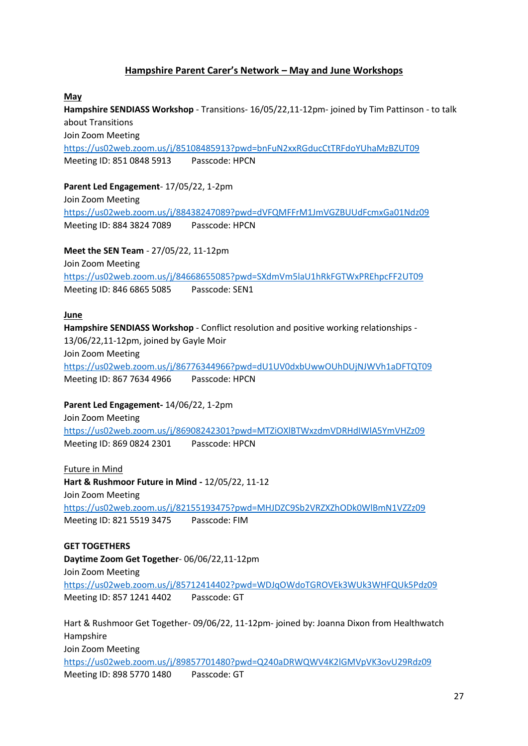## Hampshire Parent Carer's Network – May and June Workshops

**May**

**Hampshire SENDIASS Workshop** - Transitions- 16/05/22,11-12pm- joined by Tim Pattinson - to talk about Transitions
Join Zoom Meeting
https://us02web.zoom.us/j/85108485913?pwd=bnFuN2xxRGducCtTRFdoYUhaMzBZUT09
Meeting ID: 851 0848 5913    Passcode: HPCN

**Parent Led Engagement**- 17/05/22, 1-2pm
Join Zoom Meeting
https://us02web.zoom.us/j/88438247089?pwd=dVFQMFFrM1JmVGZBUUdFcmxGa01Ndz09
Meeting ID: 884 3824 7089    Passcode: HPCN

**Meet the SEN Team** - 27/05/22, 11-12pm
Join Zoom Meeting
https://us02web.zoom.us/j/84668655085?pwd=SXdmVm5laU1hRkFGTWxPREhpcFF2UT09
Meeting ID: 846 6865 5085    Passcode: SEN1

**June**

**Hampshire SENDIASS Workshop** - Conflict resolution and positive working relationships - 13/06/22,11-12pm, joined by Gayle Moir
Join Zoom Meeting
https://us02web.zoom.us/j/86776344966?pwd=dU1UV0dxbUwwOUhDUjNJWVh1aDFTQT09
Meeting ID: 867 7634 4966    Passcode: HPCN

**Parent Led Engagement-** 14/06/22, 1-2pm
Join Zoom Meeting
https://us02web.zoom.us/j/86908242301?pwd=MTZiOXlBTWxzdmVDRHdIWlA5YmVHZz09
Meeting ID: 869 0824 2301    Passcode: HPCN

Future in Mind

**Hart & Rushmoor Future in Mind -** 12/05/22, 11-12
Join Zoom Meeting
https://us02web.zoom.us/j/82155193475?pwd=MHJDZC9Sb2VRZXZhODk0WlBmN1VZZz09
Meeting ID: 821 5519 3475    Passcode: FIM

**GET TOGETHERS**

**Daytime Zoom Get Together**- 06/06/22,11-12pm
Join Zoom Meeting
https://us02web.zoom.us/j/85712414402?pwd=WDJqOWdoTGROVEk3WUk3WHFQUk5Pdz09
Meeting ID: 857 1241 4402    Passcode: GT

Hart & Rushmoor Get Together- 09/06/22, 11-12pm- joined by: Joanna Dixon from Healthwatch Hampshire
Join Zoom Meeting
https://us02web.zoom.us/j/89857701480?pwd=Q240aDRWQWV4K2lGMVpVK3ovU29Rdz09
Meeting ID: 898 5770 1480    Passcode: GT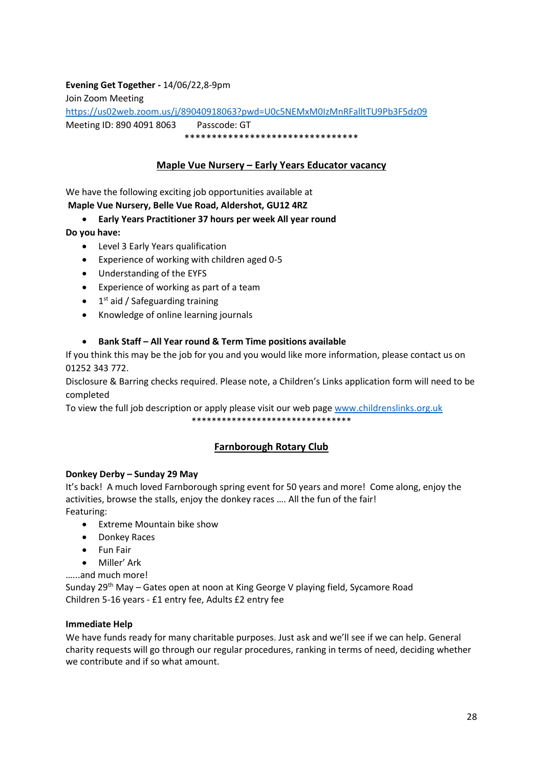**Evening Get Together -** 14/06/22,8-9pm

Join Zoom Meeting

[https://us02web.zoom.us/j/89040918063?pwd=U0c5NEMxM0IzMnRFalltTU9Pb3F5dz09](https://us02web.zoom.us/j/89040918063?pwd=U0c5NEMxM0IzMnRFalltTU9Pb3F5dz09)

Meeting ID: 890 4091 8063 Passcode: GT

********************************

## Maple Vue Nursery – Early Years Educator vacancy

We have the following exciting job opportunities available at

**Maple Vue Nursery, Belle Vue Road, Aldershot, GU12 4RZ**

- **Early Years Practitioner 37 hours per week All year round**

**Do you have:**

- Level 3 Early Years qualification
- Experience of working with children aged 0-5
- Understanding of the EYFS
- Experience of working as part of a team
- 1st aid / Safeguarding training
- Knowledge of online learning journals

- **Bank Staff – All Year round & Term Time positions available**

If you think this may be the job for you and you would like more information, please contact us on 01252 343 772.

Disclosure & Barring checks required. Please note, a Children's Links application form will need to be completed

To view the full job description or apply please visit our web page [www.childrenslinks.org.uk](http://www.childrenslinks.org.uk)

********************************

## Farnborough Rotary Club

**Donkey Derby – Sunday 29 May**

It's back! A much loved Farnborough spring event for 50 years and more! Come along, enjoy the activities, browse the stalls, enjoy the donkey races …. All the fun of the fair!

Featuring:

- Extreme Mountain bike show
- Donkey Races
- Fun Fair
- Miller' Ark

…...and much more!

Sunday 29th May – Gates open at noon at King George V playing field, Sycamore Road

Children 5-16 years - £1 entry fee, Adults £2 entry fee

**Immediate Help**

We have funds ready for many charitable purposes. Just ask and we'll see if we can help. General charity requests will go through our regular procedures, ranking in terms of need, deciding whether we contribute and if so what amount.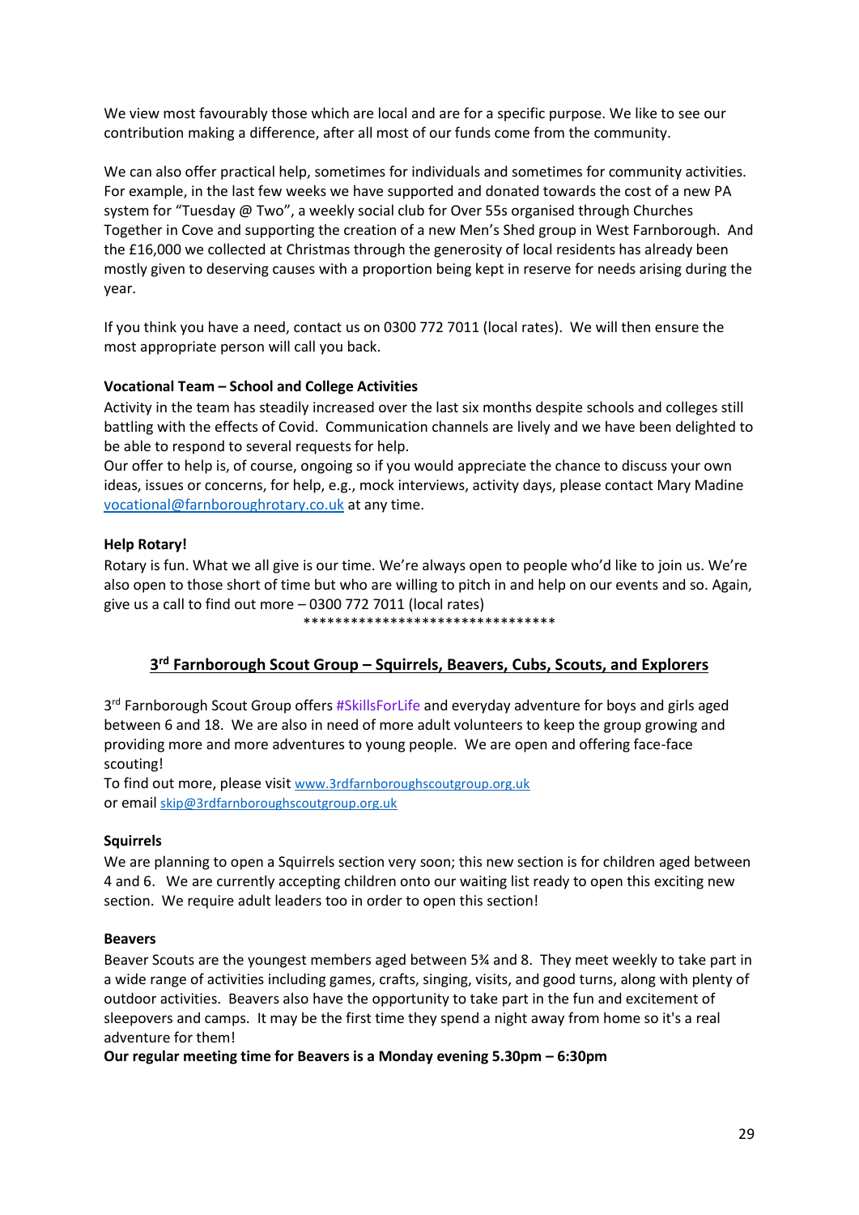We view most favourably those which are local and are for a specific purpose. We like to see our contribution making a difference, after all most of our funds come from the community.

We can also offer practical help, sometimes for individuals and sometimes for community activities. For example, in the last few weeks we have supported and donated towards the cost of a new PA system for "Tuesday @ Two", a weekly social club for Over 55s organised through Churches Together in Cove and supporting the creation of a new Men's Shed group in West Farnborough. And the £16,000 we collected at Christmas through the generosity of local residents has already been mostly given to deserving causes with a proportion being kept in reserve for needs arising during the year.

If you think you have a need, contact us on 0300 772 7011 (local rates). We will then ensure the most appropriate person will call you back.

**Vocational Team – School and College Activities**

Activity in the team has steadily increased over the last six months despite schools and colleges still battling with the effects of Covid. Communication channels are lively and we have been delighted to be able to respond to several requests for help.

Our offer to help is, of course, ongoing so if you would appreciate the chance to discuss your own ideas, issues or concerns, for help, e.g., mock interviews, activity days, please contact Mary Madine vocational@farnboroughrotary.co.uk at any time.

**Help Rotary!**

Rotary is fun. What we all give is our time. We're always open to people who'd like to join us. We're also open to those short of time but who are willing to pitch in and help on our events and so. Again, give us a call to find out more – 0300 772 7011 (local rates)

********************************

## 3rd Farnborough Scout Group – Squirrels, Beavers, Cubs, Scouts, and Explorers

3rd Farnborough Scout Group offers #SkillsForLife and everyday adventure for boys and girls aged between 6 and 18. We are also in need of more adult volunteers to keep the group growing and providing more and more adventures to young people. We are open and offering face-face scouting!

To find out more, please visit www.3rdfarnboroughscoutgroup.org.uk
or email skip@3rdfarnboroughscoutgroup.org.uk

**Squirrels**

We are planning to open a Squirrels section very soon; this new section is for children aged between 4 and 6. We are currently accepting children onto our waiting list ready to open this exciting new section. We require adult leaders too in order to open this section!

**Beavers**

Beaver Scouts are the youngest members aged between 5¾ and 8. They meet weekly to take part in a wide range of activities including games, crafts, singing, visits, and good turns, along with plenty of outdoor activities. Beavers also have the opportunity to take part in the fun and excitement of sleepovers and camps. It may be the first time they spend a night away from home so it's a real adventure for them!

**Our regular meeting time for Beavers is a Monday evening 5.30pm – 6:30pm**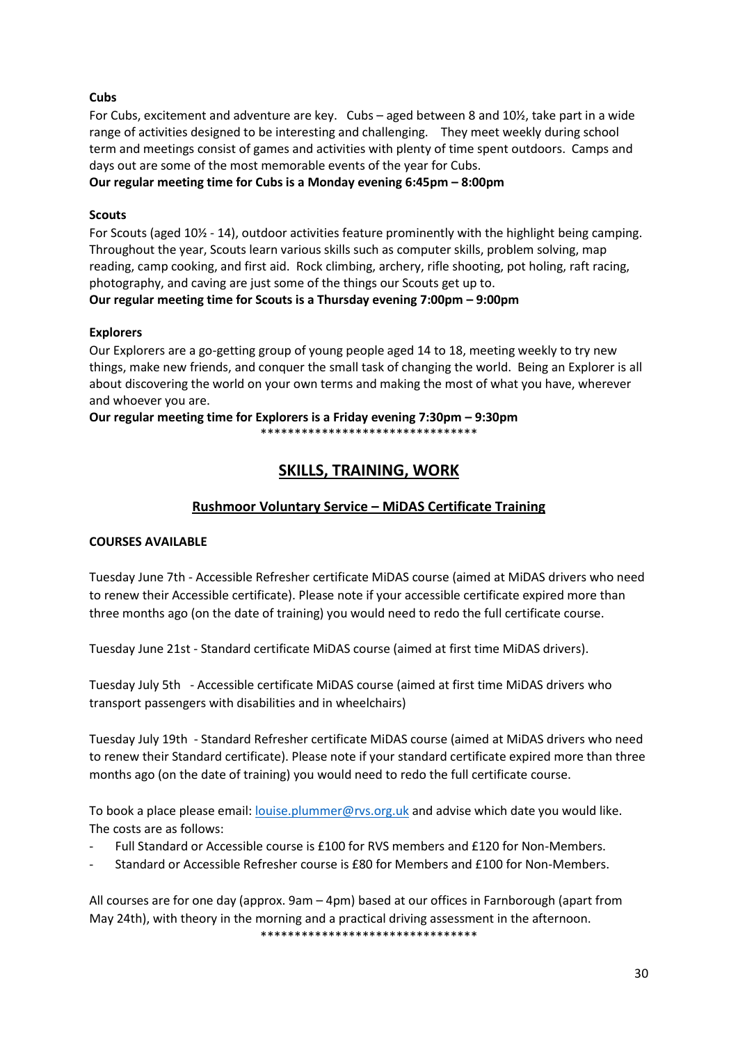**Cubs**

For Cubs, excitement and adventure are key. Cubs – aged between 8 and 10½, take part in a wide range of activities designed to be interesting and challenging. They meet weekly during school term and meetings consist of games and activities with plenty of time spent outdoors. Camps and days out are some of the most memorable events of the year for Cubs.

**Our regular meeting time for Cubs is a Monday evening 6:45pm – 8:00pm**

**Scouts**

For Scouts (aged 10½ - 14), outdoor activities feature prominently with the highlight being camping. Throughout the year, Scouts learn various skills such as computer skills, problem solving, map reading, camp cooking, and first aid. Rock climbing, archery, rifle shooting, pot holing, raft racing, photography, and caving are just some of the things our Scouts get up to.

**Our regular meeting time for Scouts is a Thursday evening 7:00pm – 9:00pm**

**Explorers**

Our Explorers are a go-getting group of young people aged 14 to 18, meeting weekly to try new things, make new friends, and conquer the small task of changing the world. Being an Explorer is all about discovering the world on your own terms and making the most of what you have, wherever and whoever you are.

**Our regular meeting time for Explorers is a Friday evening 7:30pm – 9:30pm**

********************************

## SKILLS, TRAINING, WORK

### Rushmoor Voluntary Service – MiDAS Certificate Training

**COURSES AVAILABLE**

Tuesday June 7th - Accessible Refresher certificate MiDAS course (aimed at MiDAS drivers who need to renew their Accessible certificate). Please note if your accessible certificate expired more than three months ago (on the date of training) you would need to redo the full certificate course.

Tuesday June 21st - Standard certificate MiDAS course (aimed at first time MiDAS drivers).

Tuesday July 5th - Accessible certificate MiDAS course (aimed at first time MiDAS drivers who transport passengers with disabilities and in wheelchairs)

Tuesday July 19th - Standard Refresher certificate MiDAS course (aimed at MiDAS drivers who need to renew their Standard certificate). Please note if your standard certificate expired more than three months ago (on the date of training) you would need to redo the full certificate course.

To book a place please email: louise.plummer@rvs.org.uk and advise which date you would like. The costs are as follows:

- Full Standard or Accessible course is £100 for RVS members and £120 for Non-Members.
- Standard or Accessible Refresher course is £80 for Members and £100 for Non-Members.

All courses are for one day (approx. 9am – 4pm) based at our offices in Farnborough (apart from May 24th), with theory in the morning and a practical driving assessment in the afternoon.

********************************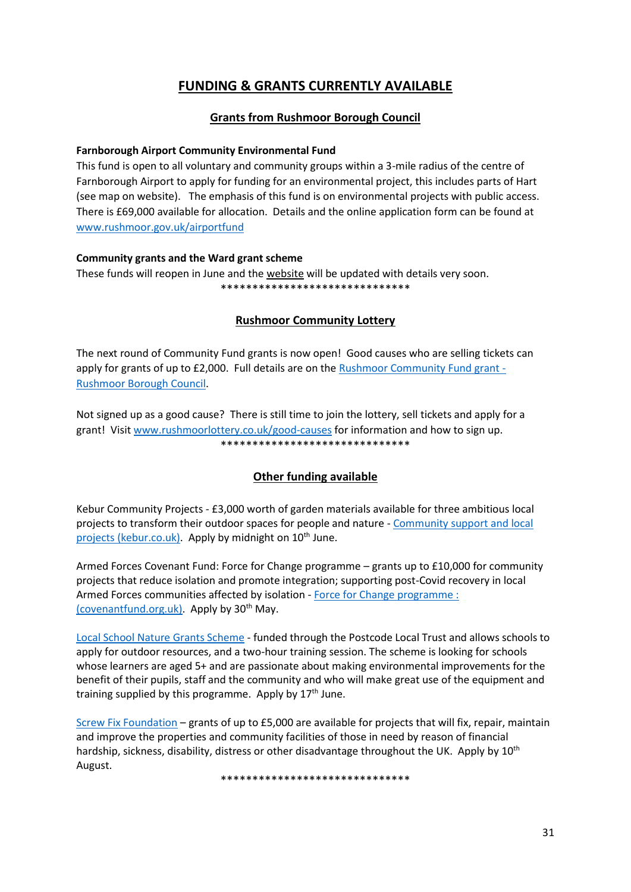# FUNDING & GRANTS CURRENTLY AVAILABLE

## Grants from Rushmoor Borough Council

**Farnborough Airport Community Environmental Fund**

This fund is open to all voluntary and community groups within a 3-mile radius of the centre of Farnborough Airport to apply for funding for an environmental project, this includes parts of Hart (see map on website). The emphasis of this fund is on environmental projects with public access. There is £69,000 available for allocation. Details and the online application form can be found at www.rushmoor.gov.uk/airportfund

**Community grants and the Ward grant scheme**

These funds will reopen in June and the website will be updated with details very soon.

******************************

## Rushmoor Community Lottery

The next round of Community Fund grants is now open! Good causes who are selling tickets can apply for grants of up to £2,000. Full details are on the Rushmoor Community Fund grant - Rushmoor Borough Council.

Not signed up as a good cause? There is still time to join the lottery, sell tickets and apply for a grant! Visit www.rushmoorlottery.co.uk/good-causes for information and how to sign up.

******************************

## Other funding available

Kebur Community Projects - £3,000 worth of garden materials available for three ambitious local projects to transform their outdoor spaces for people and nature - Community support and local projects (kebur.co.uk). Apply by midnight on 10th June.

Armed Forces Covenant Fund: Force for Change programme – grants up to £10,000 for community projects that reduce isolation and promote integration; supporting post-Covid recovery in local Armed Forces communities affected by isolation - Force for Change programme : (covenantfund.org.uk). Apply by 30th May.

Local School Nature Grants Scheme - funded through the Postcode Local Trust and allows schools to apply for outdoor resources, and a two-hour training session. The scheme is looking for schools whose learners are aged 5+ and are passionate about making environmental improvements for the benefit of their pupils, staff and the community and who will make great use of the equipment and training supplied by this programme. Apply by 17th June.

Screw Fix Foundation – grants of up to £5,000 are available for projects that will fix, repair, maintain and improve the properties and community facilities of those in need by reason of financial hardship, sickness, disability, distress or other disadvantage throughout the UK. Apply by 10th August.

******************************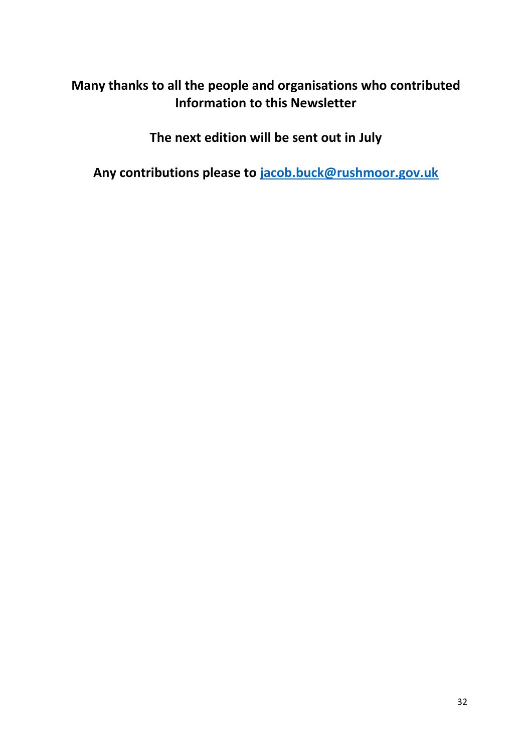**Many thanks to all the people and organisations who contributed Information to this Newsletter**

**The next edition will be sent out in July**

**Any contributions please to [jacob.buck@rushmoor.gov.uk](mailto:jacob.buck@rushmoor.gov.uk)**